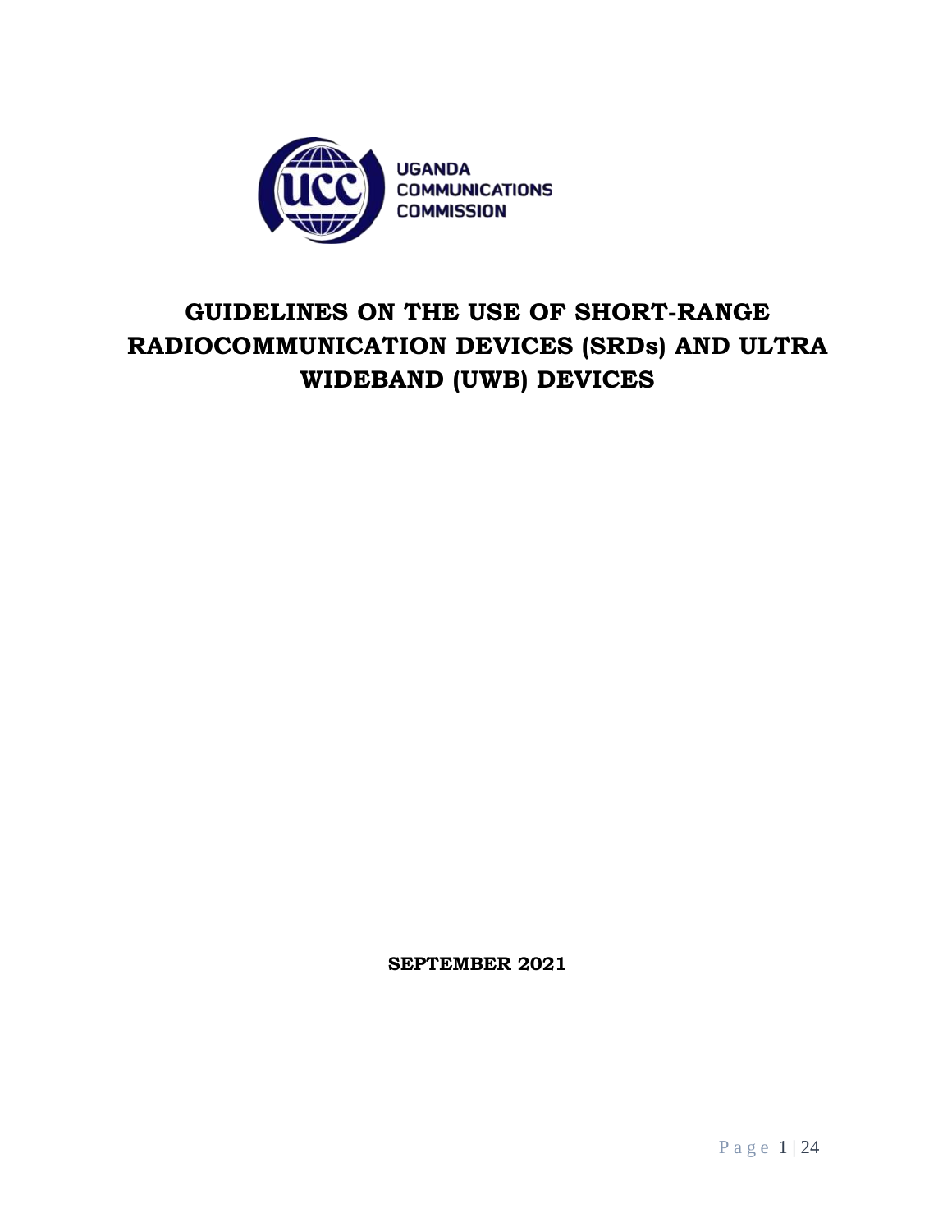UGANDA COMMUNICATIONS COMMISSION

# GUIDELINES ON THE USE OF SHORT-RANGE RADIOCOMMUNICATION DEVICES (SRDs) AND ULTRA WIDEBAND (UWB) DEVICES

**SEPTEMBER 2021**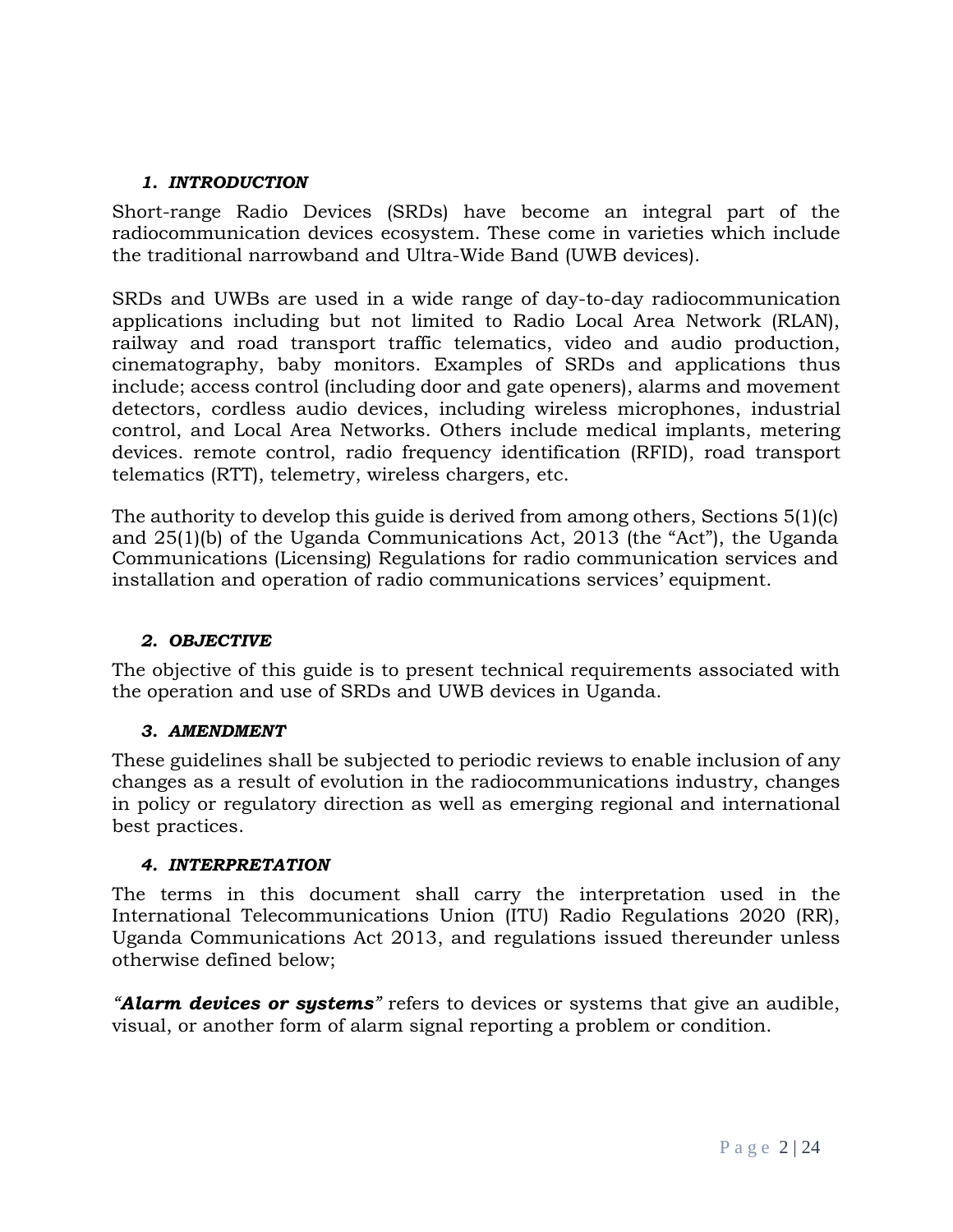## *1. INTRODUCTION*

Short-range Radio Devices (SRDs) have become an integral part of the radiocommunication devices ecosystem. These come in varieties which include the traditional narrowband and Ultra-Wide Band (UWB devices).

SRDs and UWBs are used in a wide range of day-to-day radiocommunication applications including but not limited to Radio Local Area Network (RLAN), railway and road transport traffic telematics, video and audio production, cinematography, baby monitors. Examples of SRDs and applications thus include; access control (including door and gate openers), alarms and movement detectors, cordless audio devices, including wireless microphones, industrial control, and Local Area Networks. Others include medical implants, metering devices. remote control, radio frequency identification (RFID), road transport telematics (RTT), telemetry, wireless chargers, etc.

The authority to develop this guide is derived from among others, Sections 5(1)(c) and 25(1)(b) of the Uganda Communications Act, 2013 (the "Act"), the Uganda Communications (Licensing) Regulations for radio communication services and installation and operation of radio communications services' equipment.

## *2. OBJECTIVE*

The objective of this guide is to present technical requirements associated with the operation and use of SRDs and UWB devices in Uganda.

## *3. AMENDMENT*

These guidelines shall be subjected to periodic reviews to enable inclusion of any changes as a result of evolution in the radiocommunications industry, changes in policy or regulatory direction as well as emerging regional and international best practices.

## *4. INTERPRETATION*

The terms in this document shall carry the interpretation used in the International Telecommunications Union (ITU) Radio Regulations 2020 (RR), Uganda Communications Act 2013, and regulations issued thereunder unless otherwise defined below;

*"**Alarm devices or systems**"* refers to devices or systems that give an audible, visual, or another form of alarm signal reporting a problem or condition.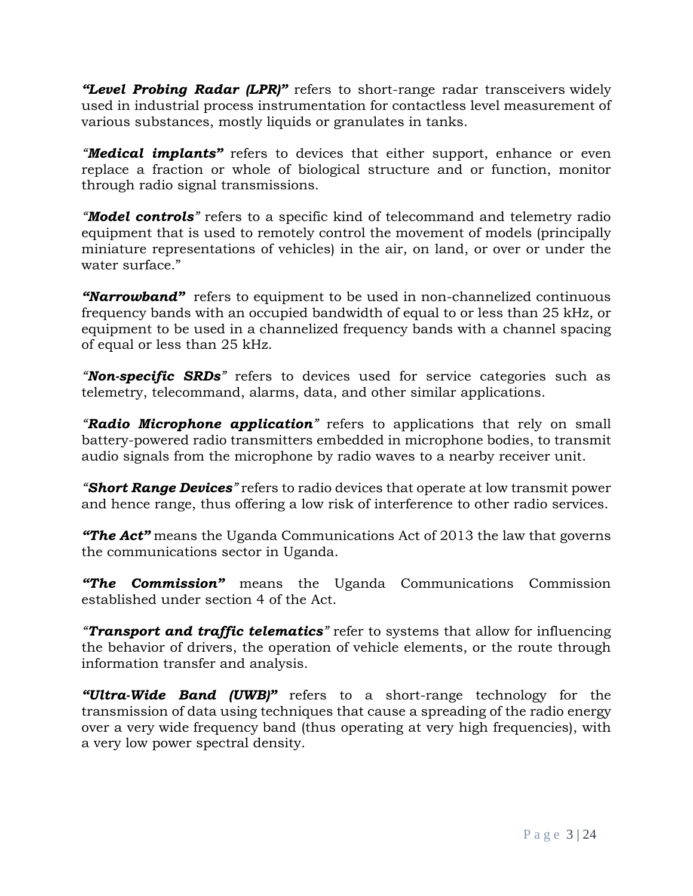***"Level Probing Radar (LPR)"*** refers to short-range radar transceivers widely used in industrial process instrumentation for contactless level measurement of various substances, mostly liquids or granulates in tanks.

*"**Medical implants**"* refers to devices that either support, enhance or even replace a fraction or whole of biological structure and or function, monitor through radio signal transmissions.

*"**Model controls**"* refers to a specific kind of telecommand and telemetry radio equipment that is used to remotely control the movement of models (principally miniature representations of vehicles) in the air, on land, or over or under the water surface."

***"Narrowband"*** refers to equipment to be used in non-channelized continuous frequency bands with an occupied bandwidth of equal to or less than 25 kHz, or equipment to be used in a channelized frequency bands with a channel spacing of equal or less than 25 kHz.

*"**Non-specific SRDs**"* refers to devices used for service categories such as telemetry, telecommand, alarms, data, and other similar applications.

*"**Radio Microphone application**"* refers to applications that rely on small battery-powered radio transmitters embedded in microphone bodies, to transmit audio signals from the microphone by radio waves to a nearby receiver unit.

*"**Short Range Devices**"* refers to radio devices that operate at low transmit power and hence range, thus offering a low risk of interference to other radio services.

***"The Act"*** means the Uganda Communications Act of 2013 the law that governs the communications sector in Uganda.

***"The Commission"*** means the Uganda Communications Commission established under section 4 of the Act.

*"**Transport and traffic telematics**"* refer to systems that allow for influencing the behavior of drivers, the operation of vehicle elements, or the route through information transfer and analysis.

***"Ultra-Wide Band (UWB)"*** refers to a short-range technology for the transmission of data using techniques that cause a spreading of the radio energy over a very wide frequency band (thus operating at very high frequencies), with a very low power spectral density.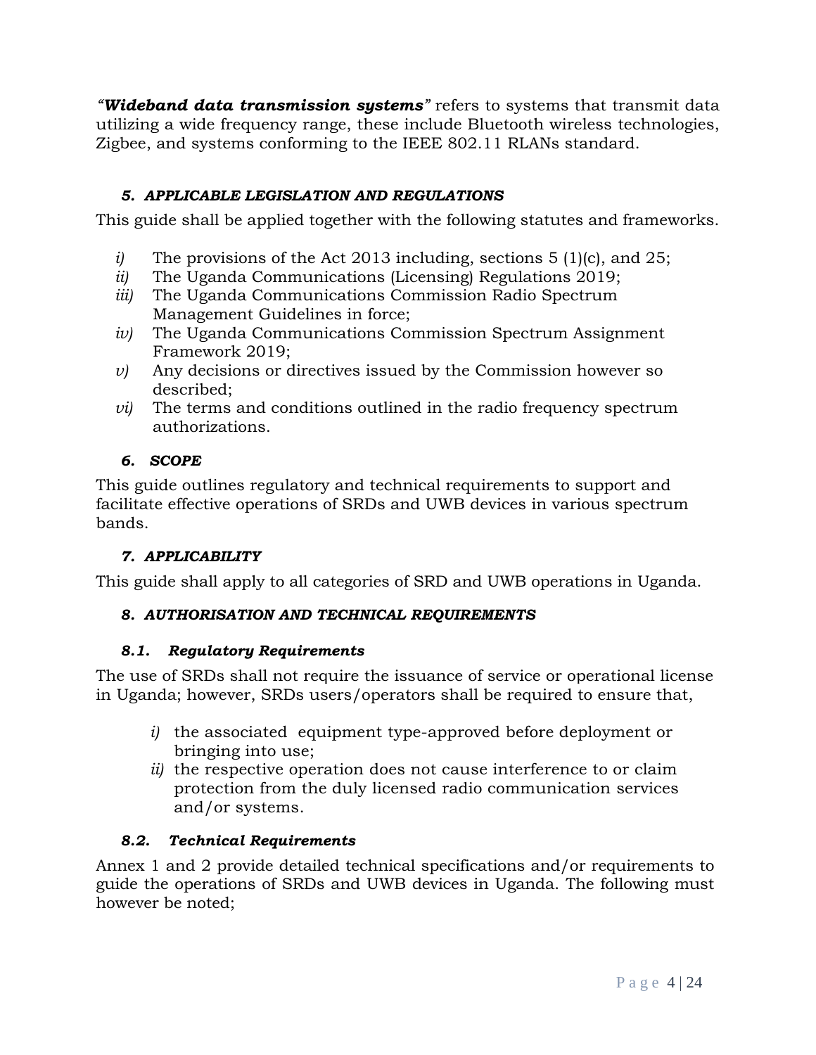*"**Wideband data transmission systems**"* refers to systems that transmit data utilizing a wide frequency range, these include Bluetooth wireless technologies, Zigbee, and systems conforming to the IEEE 802.11 RLANs standard.

## *5. APPLICABLE LEGISLATION AND REGULATIONS*

This guide shall be applied together with the following statutes and frameworks.

- *i)* The provisions of the Act 2013 including, sections 5 (1)(c), and 25;
- *ii)* The Uganda Communications (Licensing) Regulations 2019;
- *iii)* The Uganda Communications Commission Radio Spectrum Management Guidelines in force;
- *iv)* The Uganda Communications Commission Spectrum Assignment Framework 2019;
- *v)* Any decisions or directives issued by the Commission however so described;
- *vi)* The terms and conditions outlined in the radio frequency spectrum authorizations.

## *6. SCOPE*

This guide outlines regulatory and technical requirements to support and facilitate effective operations of SRDs and UWB devices in various spectrum bands.

## *7. APPLICABILITY*

This guide shall apply to all categories of SRD and UWB operations in Uganda.

## *8. AUTHORISATION AND TECHNICAL REQUIREMENTS*

### *8.1. Regulatory Requirements*

The use of SRDs shall not require the issuance of service or operational license in Uganda; however, SRDs users/operators shall be required to ensure that,

- *i)* the associated equipment type-approved before deployment or bringing into use;
- *ii)* the respective operation does not cause interference to or claim protection from the duly licensed radio communication services and/or systems.

### *8.2. Technical Requirements*

Annex 1 and 2 provide detailed technical specifications and/or requirements to guide the operations of SRDs and UWB devices in Uganda. The following must however be noted;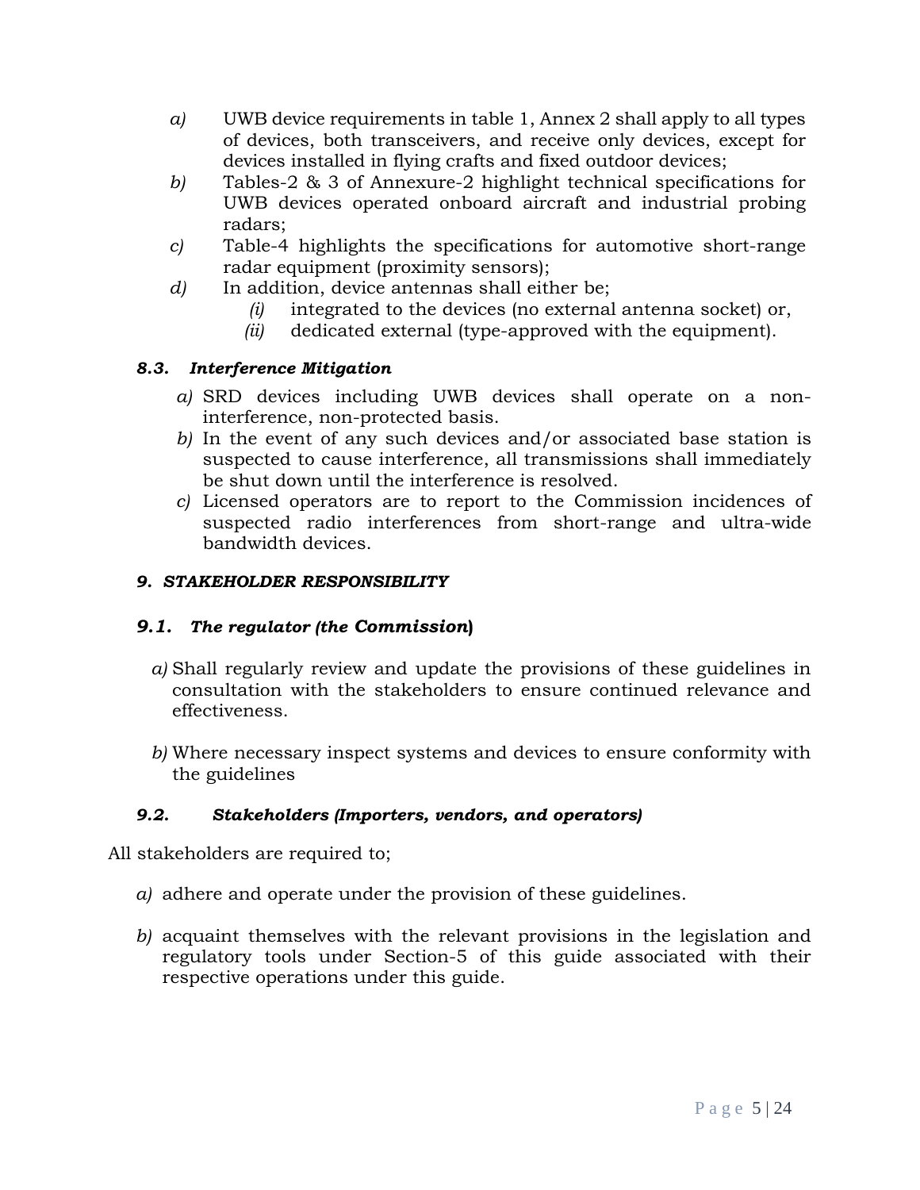*a)* UWB device requirements in table 1, Annex 2 shall apply to all types of devices, both transceivers, and receive only devices, except for devices installed in flying crafts and fixed outdoor devices;

*b)* Tables-2 & 3 of Annexure-2 highlight technical specifications for UWB devices operated onboard aircraft and industrial probing radars;

*c)* Table-4 highlights the specifications for automotive short-range radar equipment (proximity sensors);

*d)* In addition, device antennas shall either be;

   *(i)* integrated to the devices (no external antenna socket) or,

   *(ii)* dedicated external (type-approved with the equipment).

### *8.3. Interference Mitigation*

*a)* SRD devices including UWB devices shall operate on a non-interference, non-protected basis.

*b)* In the event of any such devices and/or associated base station is suspected to cause interference, all transmissions shall immediately be shut down until the interference is resolved.

*c)* Licensed operators are to report to the Commission incidences of suspected radio interferences from short-range and ultra-wide bandwidth devices.

## *9. STAKEHOLDER RESPONSIBILITY*

### *9.1. The regulator (the Commission)*

*a)* Shall regularly review and update the provisions of these guidelines in consultation with the stakeholders to ensure continued relevance and effectiveness.

*b)* Where necessary inspect systems and devices to ensure conformity with the guidelines

### *9.2. Stakeholders (Importers, vendors, and operators)*

All stakeholders are required to;

*a)* adhere and operate under the provision of these guidelines.

*b)* acquaint themselves with the relevant provisions in the legislation and regulatory tools under Section-5 of this guide associated with their respective operations under this guide.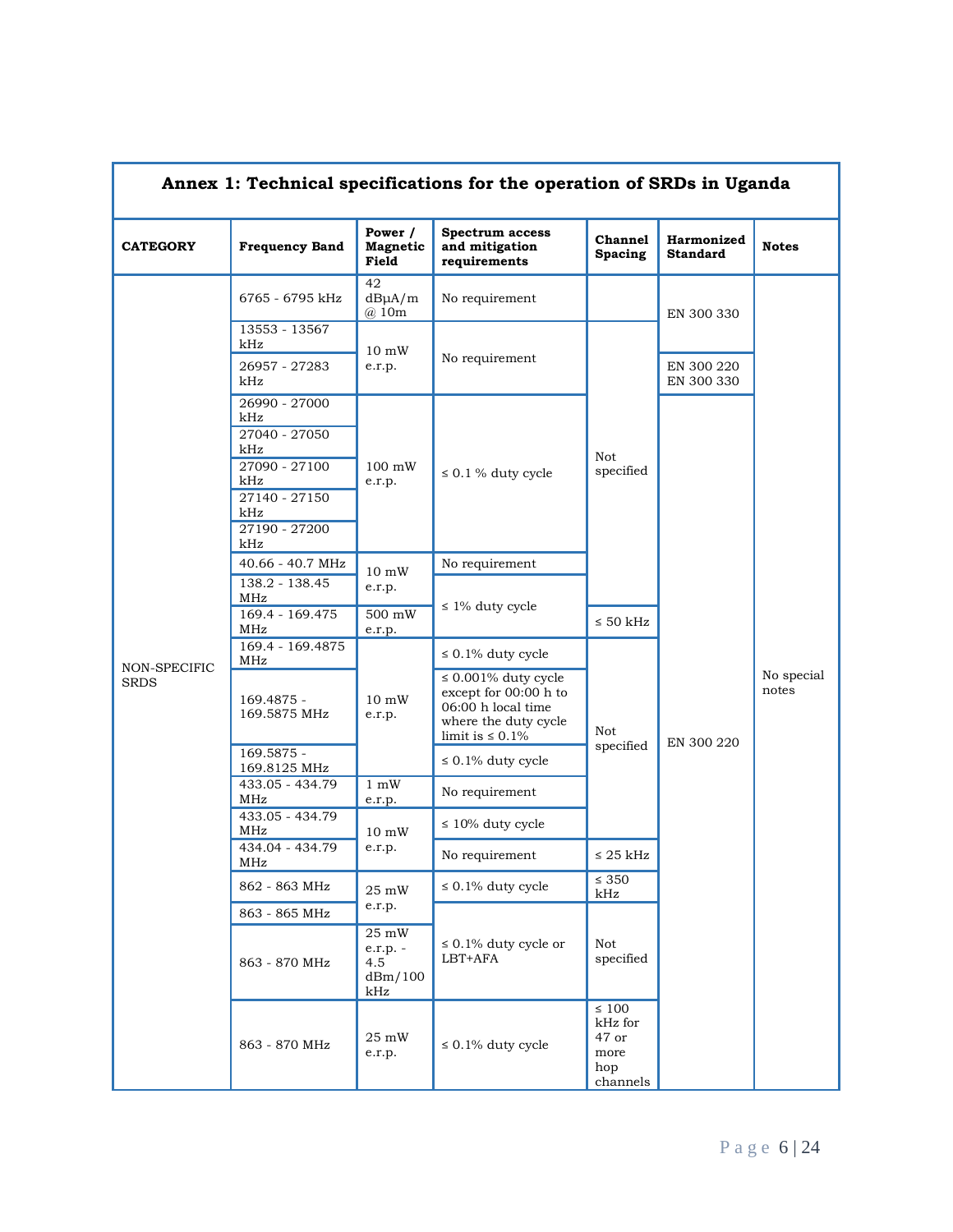## Annex 1: Technical specifications for the operation of SRDs in Uganda

| CATEGORY | Frequency Band | Power / Magnetic Field | Spectrum access and mitigation requirements | Channel Spacing | Harmonized Standard | Notes |
|---|---|---|---|---|---|---|
| NON-SPECIFIC SRDS | 6765 - 6795 kHz | 42 dBμA/m @ 10m | No requirement | | EN 300 330 | No special notes |
| | 13553 - 13567 kHz | 10 mW e.r.p. | No requirement | Not specified | EN 300 330 | |
| | 26957 - 27283 kHz | 10 mW e.r.p. | No requirement | Not specified | EN 300 220 EN 300 330 | |
| | 26990 - 27000 kHz | 100 mW e.r.p. | ≤ 0.1 % duty cycle | Not specified | EN 300 220 | |
| | 27040 - 27050 kHz | 100 mW e.r.p. | ≤ 0.1 % duty cycle | Not specified | EN 300 220 | |
| | 27090 - 27100 kHz | 100 mW e.r.p. | ≤ 0.1 % duty cycle | Not specified | EN 300 220 | |
| | 27140 - 27150 kHz | 100 mW e.r.p. | ≤ 0.1 % duty cycle | Not specified | EN 300 220 | |
| | 27190 - 27200 kHz | 100 mW e.r.p. | ≤ 0.1 % duty cycle | Not specified | EN 300 220 | |
| | 40.66 - 40.7 MHz | 10 mW e.r.p. | No requirement | Not specified | EN 300 220 | |
| | 138.2 - 138.45 MHz | 10 mW e.r.p. | ≤ 1% duty cycle | Not specified | EN 300 220 | |
| | 169.4 - 169.475 MHz | 500 mW e.r.p. | ≤ 1% duty cycle | ≤ 50 kHz | EN 300 220 | |
| | 169.4 - 169.4875 MHz | 10 mW e.r.p. | ≤ 0.1% duty cycle | Not specified | EN 300 220 | |
| | 169.4875 - 169.5875 MHz | 10 mW e.r.p. | ≤ 0.001% duty cycle except for 00:00 h to 06:00 h local time where the duty cycle limit is ≤ 0.1% | Not specified | EN 300 220 | |
| | 169.5875 - 169.8125 MHz | 10 mW e.r.p. | ≤ 0.1% duty cycle | Not specified | EN 300 220 | |
| | 433.05 - 434.79 MHz | 1 mW e.r.p. | No requirement | Not specified | EN 300 220 | |
| | 433.05 - 434.79 MHz | 10 mW e.r.p. | ≤ 10% duty cycle | Not specified | EN 300 220 | |
| | 434.04 - 434.79 MHz | 10 mW e.r.p. | No requirement | ≤ 25 kHz | EN 300 220 | |
| | 862 - 863 MHz | 25 mW e.r.p. | ≤ 0.1% duty cycle | ≤ 350 kHz | EN 300 220 | |
| | 863 - 865 MHz | 25 mW e.r.p. | ≤ 0.1% duty cycle or LBT+AFA | Not specified | EN 300 220 | |
| | 863 - 870 MHz | 25 mW e.r.p. - 4.5 dBm/100 kHz | ≤ 0.1% duty cycle or LBT+AFA | Not specified | EN 300 220 | |
| | 863 - 870 MHz | 25 mW e.r.p. | ≤ 0.1% duty cycle | ≤ 100 kHz for 47 or more hop channels | EN 300 220 | |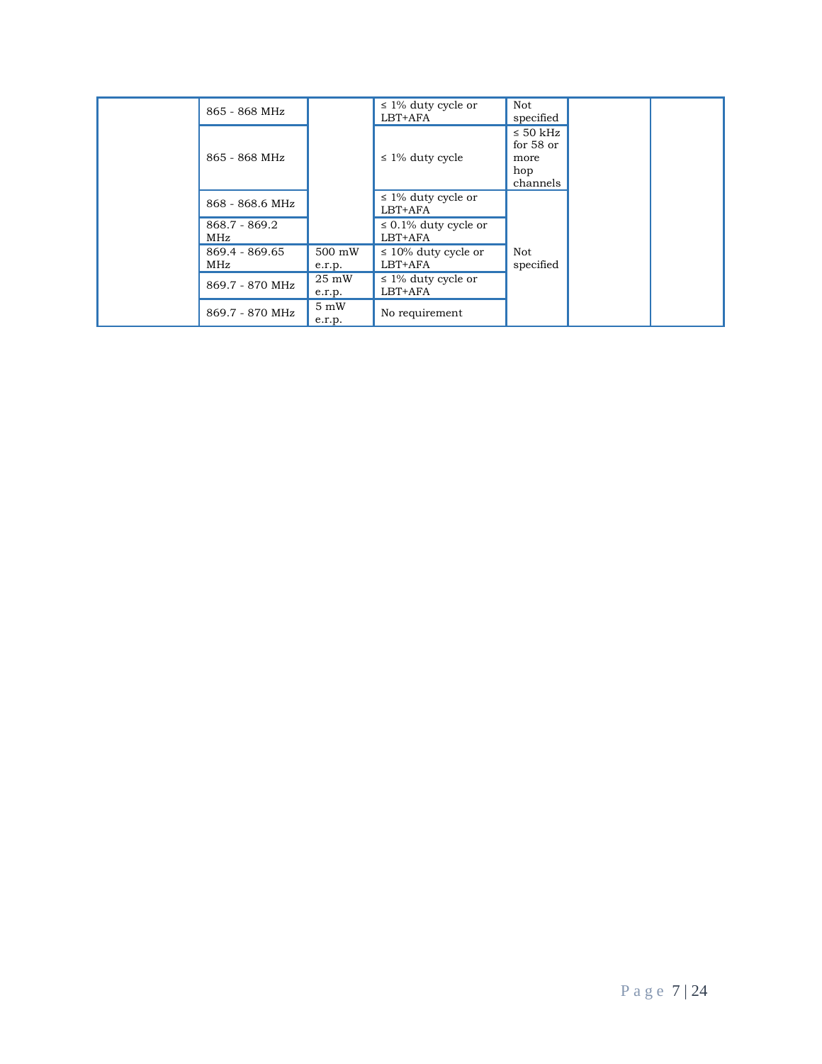|  | 865 - 868 MHz |  | ≤ 1% duty cycle or LBT+AFA | Not specified |  |  |
|---|---|---|---|---|---|---|
|  | 865 - 868 MHz |  | ≤ 1% duty cycle | ≤ 50 kHz for 58 or more hop channels |  |  |
|  | 868 - 868.6 MHz |  | ≤ 1% duty cycle or LBT+AFA | Not specified |  |  |
|  | 868.7 - 869.2 MHz |  | ≤ 0.1% duty cycle or LBT+AFA |  |  |  |
|  | 869.4 - 869.65 MHz | 500 mW e.r.p. | ≤ 10% duty cycle or LBT+AFA |  |  |  |
|  | 869.7 - 870 MHz | 25 mW e.r.p. | ≤ 1% duty cycle or LBT+AFA |  |  |  |
|  | 869.7 - 870 MHz | 5 mW e.r.p. | No requirement |  |  |  |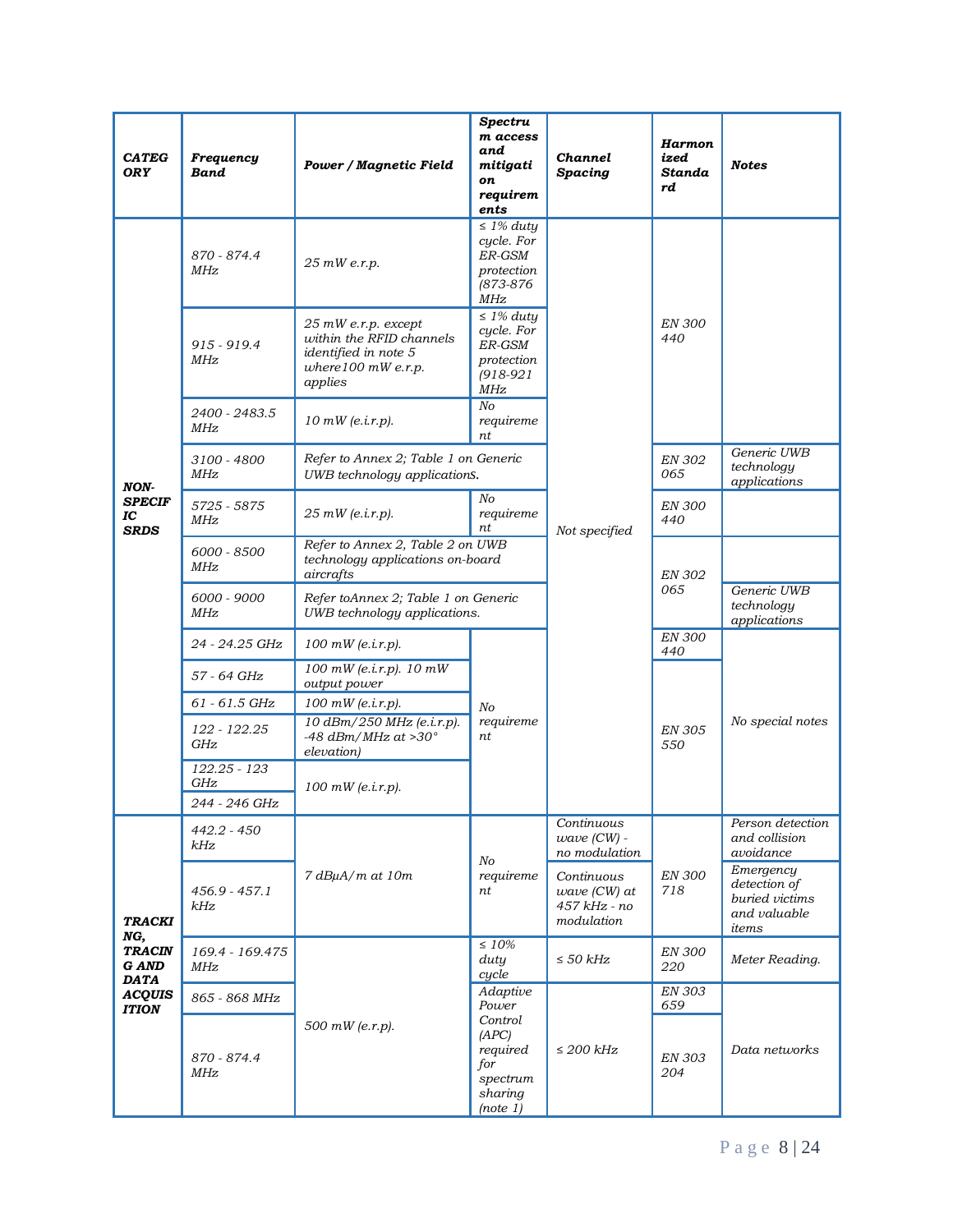| CATEGORY | Frequency Band | Power / Magnetic Field | Spectrum access and mitigation requirements | Channel Spacing | Harmonized Standard | Notes |
|---|---|---|---|---|---|---|
| NON-SPECIFIC SRDS | 870 - 874.4 MHz | 25 mW e.r.p. | ≤ 1% duty cycle. For ER-GSM protection (873-876 MHz | Not specified | EN 300 440 | |
| | 915 - 919.4 MHz | 25 mW e.r.p. except within the RFID channels identified in note 5 where100 mW e.r.p. applies | ≤ 1% duty cycle. For ER-GSM protection (918-921 MHz | | | |
| | 2400 - 2483.5 MHz | 10 mW (e.i.r.p). | No requirement | | | |
| | 3100 - 4800 MHz | Refer to Annex 2; Table 1 on Generic UWB technology applications. | | | EN 302 065 | Generic UWB technology applications |
| | 5725 - 5875 MHz | 25 mW (e.i.r.p). | No requirement | | EN 300 440 | |
| | 6000 - 8500 MHz | Refer to Annex 2, Table 2 on UWB technology applications on-board aircrafts | | | EN 302 065 | |
| | 6000 - 9000 MHz | Refer toAnnex 2; Table 1 on Generic UWB technology applications. | | | | Generic UWB technology applications |
| | 24 - 24.25 GHz | 100 mW (e.i.r.p). | No requirement | | EN 300 440 | No special notes |
| | 57 - 64 GHz | 100 mW (e.i.r.p). 10 mW output power | | | EN 305 550 | |
| | 61 - 61.5 GHz | 100 mW (e.i.r.p). | | | | |
| | 122 - 122.25 GHz | 10 dBm/250 MHz (e.i.r.p). -48 dBm/MHz at >30° elevation) | | | | |
| | 122.25 - 123 GHz | 100 mW (e.i.r.p). | | | | |
| | 244 - 246 GHz | | | | | |
| TRACKING, TRACING AND DATA ACQUISITION | 442.2 - 450 kHz | 7 dBμA/m at 10m | No requirement | Continuous wave (CW) - no modulation | EN 300 718 | Person detection and collision avoidance |
| | 456.9 - 457.1 kHz | | | Continuous wave (CW) at 457 kHz - no modulation | | Emergency detection of buried victims and valuable items |
| | 169.4 - 169.475 MHz | 500 mW (e.r.p). | ≤ 10% duty cycle | ≤ 50 kHz | EN 300 220 | Meter Reading. |
| | 865 - 868 MHz | | Adaptive Power Control (APC) required for spectrum sharing (note 1) | ≤ 200 kHz | EN 303 659 | Data networks |
| | 870 - 874.4 MHz | | | | EN 303 204 | |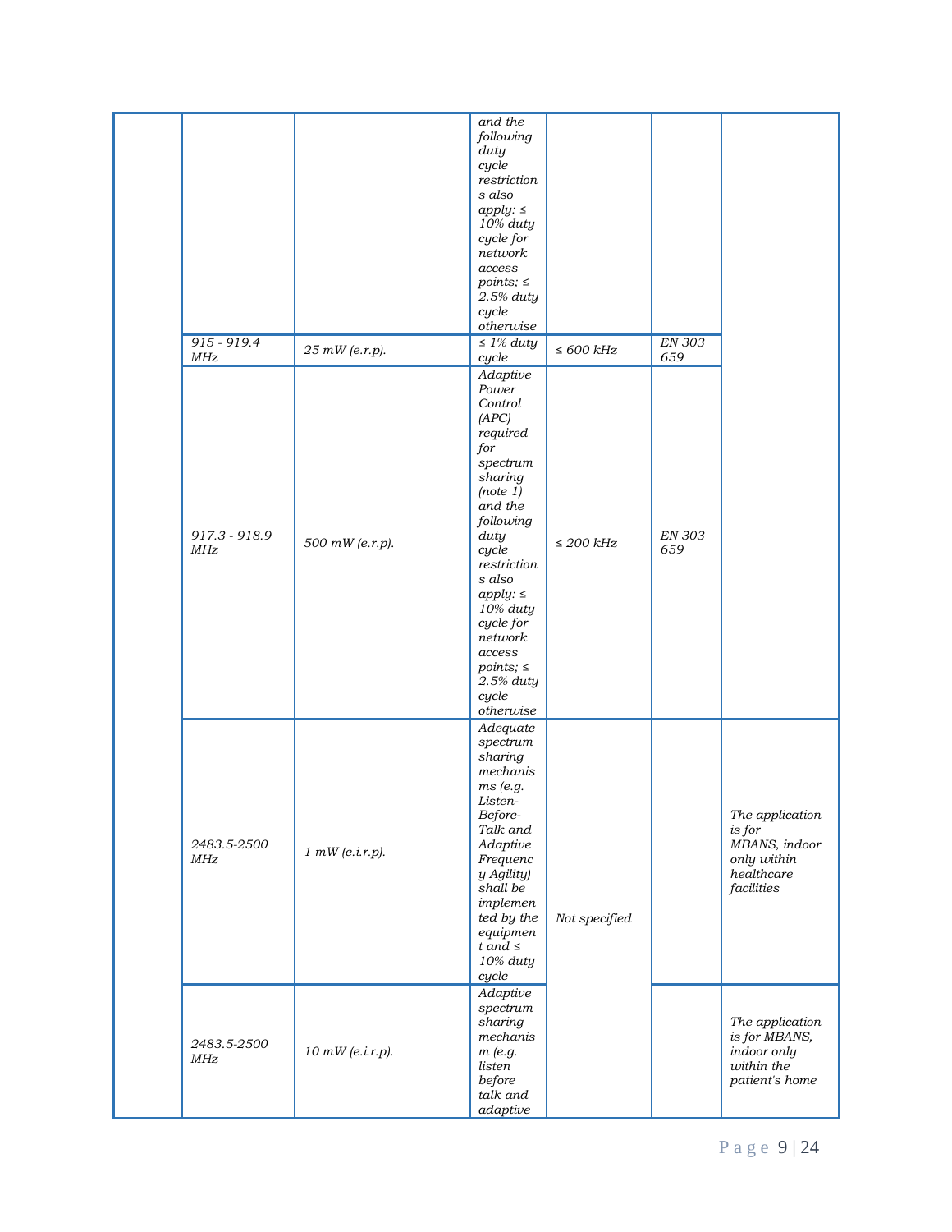| | | | | | | |
|---|---|---|---|---|---|---|
| | | | *and the following duty cycle restrictions also apply: ≤ 10% duty cycle for network access points; ≤ 2.5% duty cycle otherwise* | | | |
| | *915 - 919.4 MHz* | *25 mW (e.r.p).* | *≤ 1% duty cycle* | *≤ 600 kHz* | *EN 303 659* | |
| | *917.3 - 918.9 MHz* | *500 mW (e.r.p).* | *Adaptive Power Control (APC) required for spectrum sharing (note 1) and the following duty cycle restrictions also apply: ≤ 10% duty cycle for network access points; ≤ 2.5% duty cycle otherwise* | *≤ 200 kHz* | *EN 303 659* | |
| | *2483.5-2500 MHz* | *1 mW (e.i.r.p).* | *Adequate spectrum sharing mechanisms (e.g. Listen-Before-Talk and Adaptive Frequency Agility) shall be implemented by the equipment and ≤ 10% duty cycle* | *Not specified* | | *The application is for MBANS, indoor only within healthcare facilities* |
| | *2483.5-2500 MHz* | *10 mW (e.i.r.p).* | *Adaptive spectrum sharing mechanism (e.g. listen before talk and adaptive* | | | *The application is for MBANS, indoor only within the patient's home* |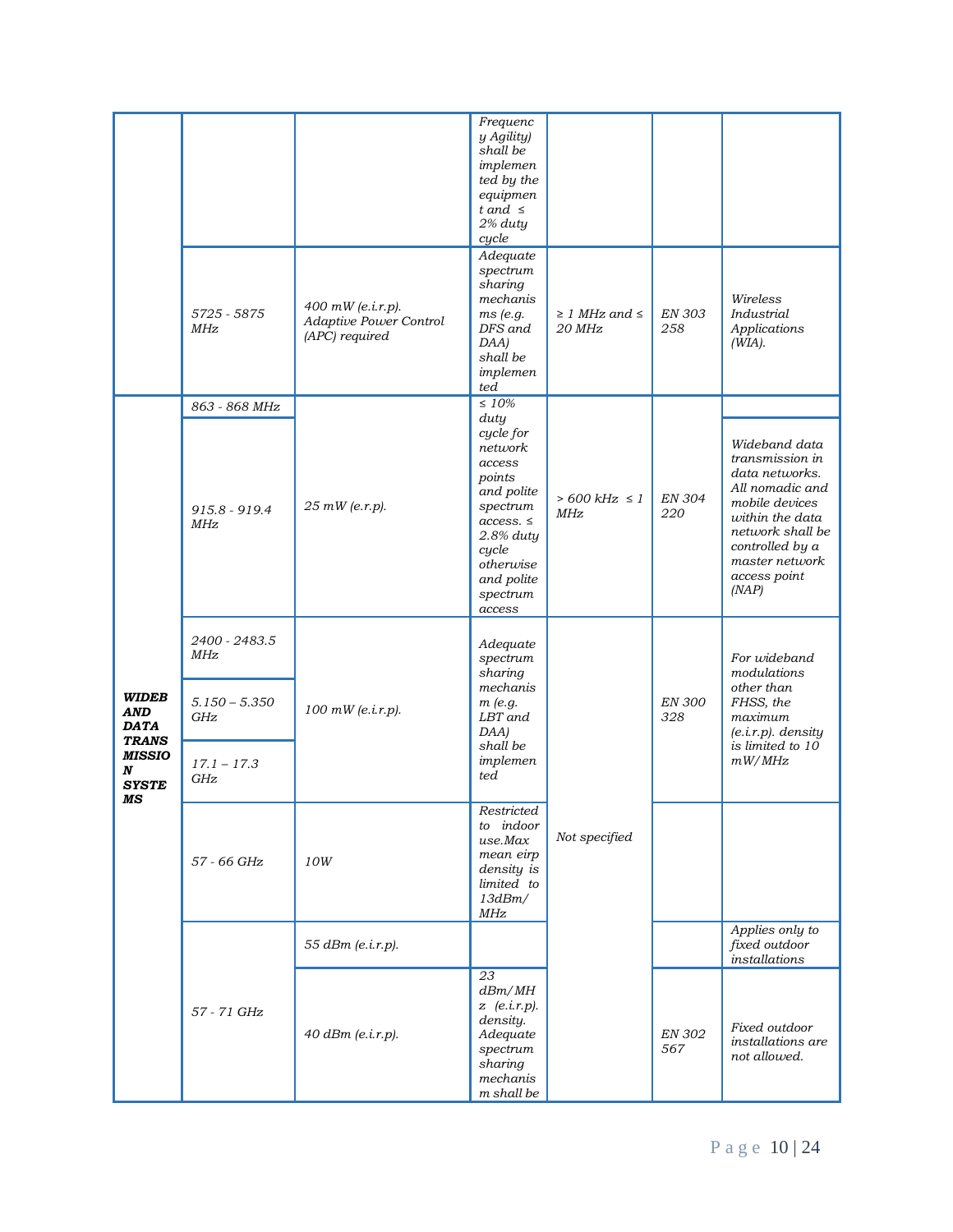| | | | | | | |
|---|---|---|---|---|---|---|
| | | | *Frequency Agility) shall be implemented by the equipment and ≤ 2% duty cycle* | | | |
| | *5725 - 5875 MHz* | *400 mW (e.i.r.p). Adaptive Power Control (APC) required* | *Adequate spectrum sharing mechanisms (e.g. DFS and DAA) shall be implemented* | *≥ 1 MHz and ≤ 20 MHz* | *EN 303 258* | *Wireless Industrial Applications (WIA).* |
| ***WIDEBAND DATA TRANSMISSION SYSTEMS*** | *863 - 868 MHz* | *25 mW (e.r.p).* | *≤ 10% duty cycle for network access points and polite spectrum access. ≤ 2.8% duty cycle otherwise and polite spectrum access* | *> 600 kHz ≤ 1 MHz* | *EN 304 220* | |
| | *915.8 - 919.4 MHz* | | | | | *Wideband data transmission in data networks. All nomadic and mobile devices within the data network shall be controlled by a master network access point (NAP)* |
| | *2400 - 2483.5 MHz* | *100 mW (e.i.r.p).* | *Adequate spectrum sharing mechanism (e.g. LBT and DAA) shall be implemented* | *Not specified* | *EN 300 328* | *For wideband modulations other than FHSS, the maximum (e.i.r.p). density is limited to 10 mW/MHz* |
| | *5.150 – 5.350 GHz* | | | | | |
| | *17.1 – 17.3 GHz* | | | | | |
| | *57 - 66 GHz* | *10W* | *Restricted to indoor use.Max mean eirp density is limited to 13dBm/MHz* | | | |
| | *57 - 71 GHz* | *55 dBm (e.i.r.p).* | | | | *Applies only to fixed outdoor installations* |
| | | *40 dBm (e.i.r.p).* | *23 dBm/MHz (e.i.r.p). density. Adequate spectrum sharing mechanism shall be* | | *EN 302 567* | *Fixed outdoor installations are not allowed.* |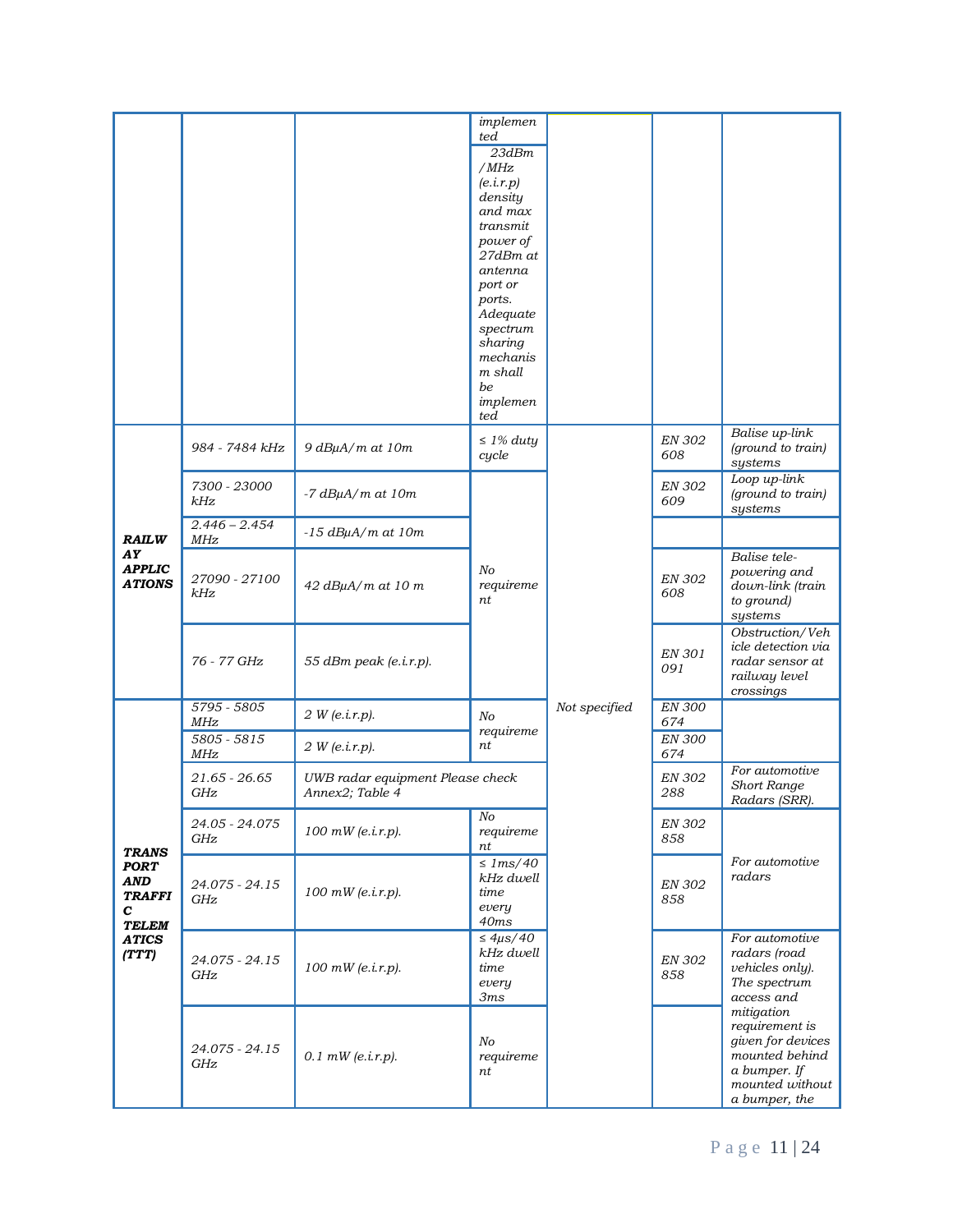| | | | | | | |
|---|---|---|---|---|---|---|
| | | | *implemented* <br> *23dBm /MHz (e.i.r.p) density and max transmit power of 27dBm at antenna port or ports. Adequate spectrum sharing mechanism shall be implemented* | | | |
| ***RAILWAY APPLICATIONS*** | *984 - 7484 kHz* | *9 dBμA/m at 10m* | *≤ 1% duty cycle* | *Not specified* | *EN 302 608* | *Balise up-link (ground to train) systems* |
| | *7300 - 23000 kHz* | *-7 dBμA/m at 10m* | *No requirement* | | *EN 302 609* | *Loop up-link (ground to train) systems* |
| | *2.446 – 2.454 MHz* | *-15 dBμA/m at 10m* | | | | |
| | *27090 - 27100 kHz* | *42 dBμA/m at 10 m* | | | *EN 302 608* | *Balise tele-powering and down-link (train to ground) systems* |
| | *76 - 77 GHz* | *55 dBm peak (e.i.r.p).* | | | *EN 301 091* | *Obstruction/Vehicle detection via radar sensor at railway level crossings* |
| ***TRANSPORT AND TRAFFIC TELEMATICS (TTT)*** | *5795 - 5805 MHz* | *2 W (e.i.r.p).* | *No requirement* | | *EN 300 674* | |
| | *5805 - 5815 MHz* | *2 W (e.i.r.p).* | | | *EN 300 674* | |
| | *21.65 - 26.65 GHz* | *UWB radar equipment Please check Annex2; Table 4* | | | *EN 302 288* | *For automotive Short Range Radars (SRR).* |
| | *24.05 - 24.075 GHz* | *100 mW (e.i.r.p).* | *No requirement* | | *EN 302 858* | *For automotive radars* |
| | *24.075 - 24.15 GHz* | *100 mW (e.i.r.p).* | *≤ 1ms/40 kHz dwell time every 40ms* | | *EN 302 858* | |
| | *24.075 - 24.15 GHz* | *100 mW (e.i.r.p).* | *≤ 4μs/40 kHz dwell time every 3ms* | | *EN 302 858* | *For automotive radars (road vehicles only). The spectrum access and mitigation requirement is given for devices mounted behind a bumper. If mounted without a bumper, the* |
| | *24.075 - 24.15 GHz* | *0.1 mW (e.i.r.p).* | *No requirement* | | | |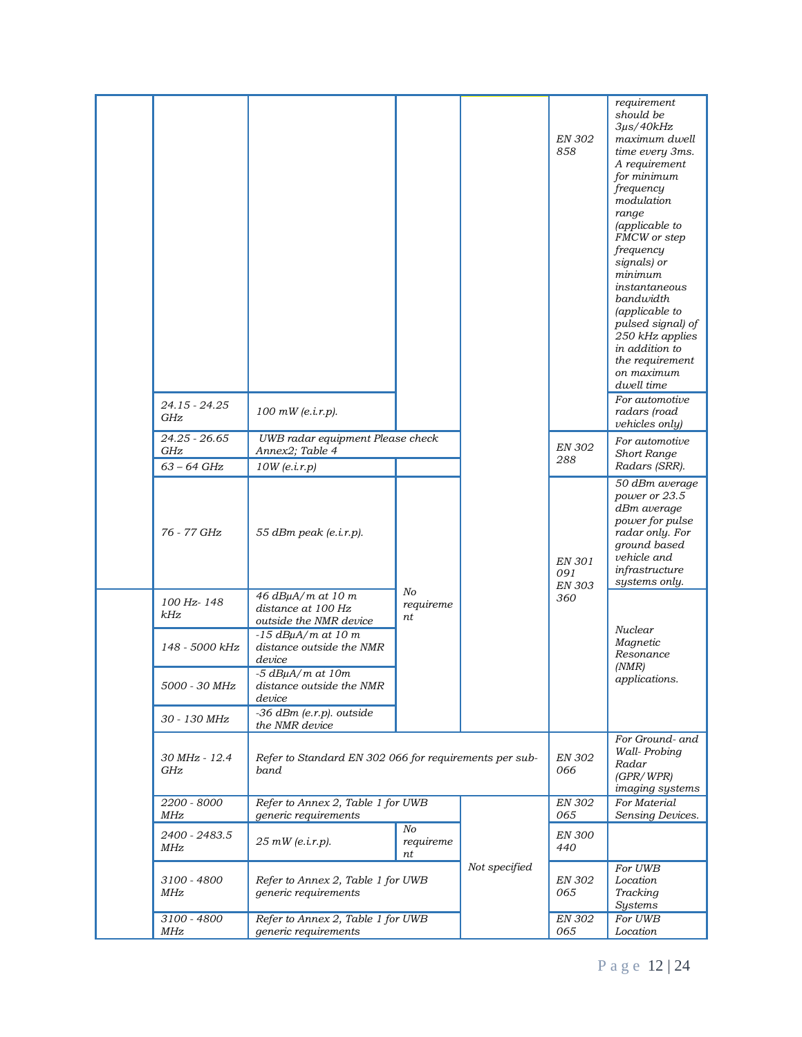| | | | | | | |
|---|---|---|---|---|---|---|
| | | | | | EN 302 858 | *requirement should be 3μs/40kHz maximum dwell time every 3ms. A requirement for minimum frequency modulation range (applicable to FMCW or step frequency signals) or minimum instantaneous bandwidth (applicable to pulsed signal) of 250 kHz applies in addition to the requirement on maximum dwell time* |
| | *24.15 - 24.25 GHz* | *100 mW (e.i.r.p).* | | | | *For automotive radars (road vehicles only)* |
| | *24.25 - 26.65 GHz* | *UWB radar equipment Please check Annex2; Table 4* | | | *EN 302 288* | *For automotive Short Range Radars (SRR).* |
| | *63 – 64 GHz* | *10W (e.i.r.p)* | | | | |
| | *76 - 77 GHz* | *55 dBm peak (e.i.r.p).* | *No requirement* | | *EN 301 091 EN 303 360* | *50 dBm average power or 23.5 dBm average power for pulse radar only. For ground based vehicle and infrastructure systems only.* |
| | *100 Hz- 148 kHz* | *46 dBμA/m at 10 m distance at 100 Hz outside the NMR device* | | | | *Nuclear Magnetic Resonance (NMR) applications.* |
| | *148 - 5000 kHz* | *-15 dBμA/m at 10 m distance outside the NMR device* | | | | |
| | *5000 - 30 MHz* | *-5 dBμA/m at 10m distance outside the NMR device* | | | | |
| | *30 - 130 MHz* | *-36 dBm (e.r.p). outside the NMR device* | | | | |
| | *30 MHz - 12.4 GHz* | *Refer to Standard EN 302 066 for requirements per sub-band* | | | *EN 302 066* | *For Ground- and Wall- Probing Radar (GPR/WPR) imaging systems* |
| | *2200 - 8000 MHz* | *Refer to Annex 2, Table 1 for UWB generic requirements* | | *Not specified* | *EN 302 065* | *For Material Sensing Devices.* |
| | *2400 - 2483.5 MHz* | *25 mW (e.i.r.p).* | *No requirement* | | *EN 300 440* | |
| | *3100 - 4800 MHz* | *Refer to Annex 2, Table 1 for UWB generic requirements* | | | *EN 302 065* | *For UWB Location Tracking Systems* |
| | *3100 - 4800 MHz* | *Refer to Annex 2, Table 1 for UWB generic requirements* | | | *EN 302 065* | *For UWB Location* |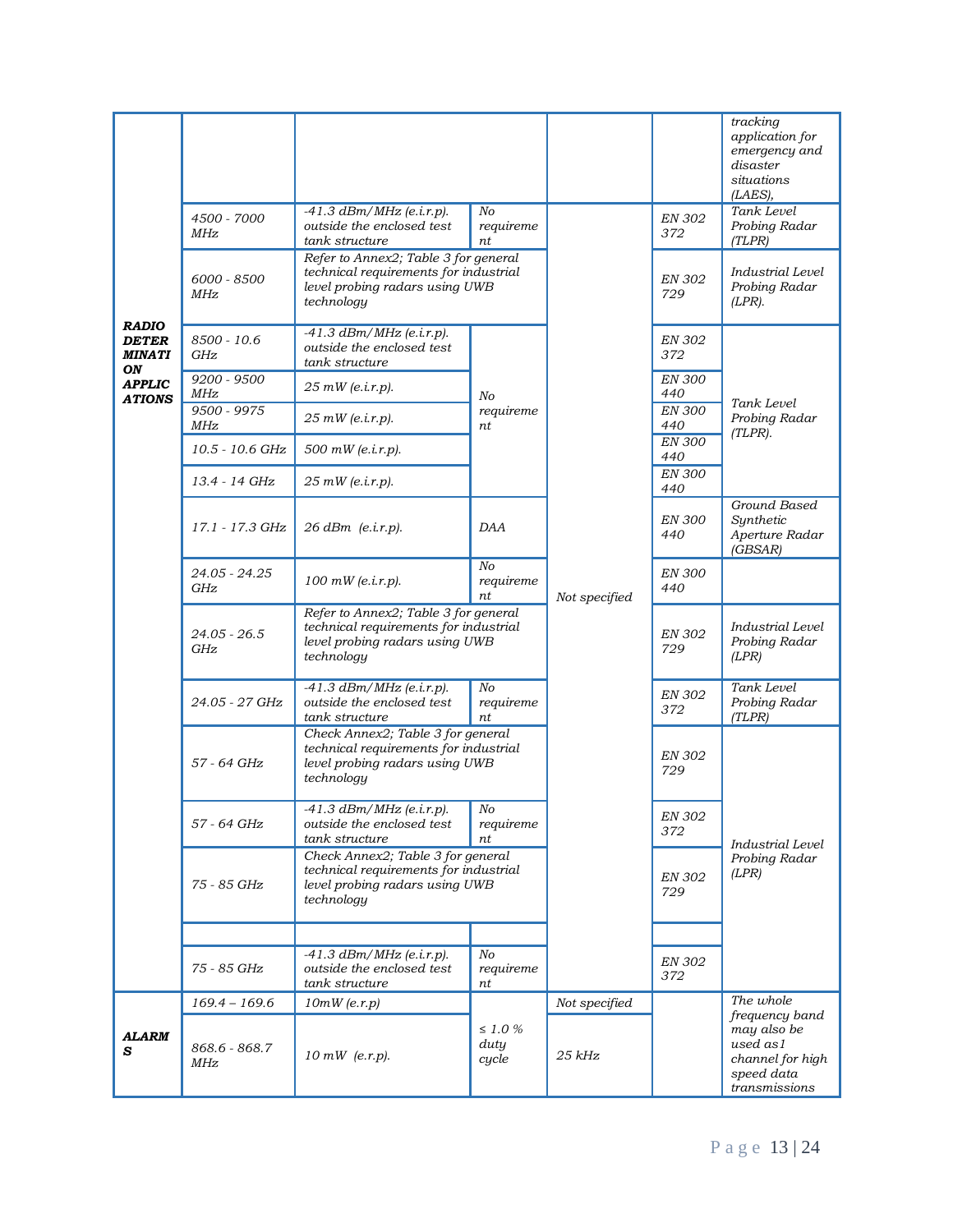| | | | | | | |
|---|---|---|---|---|---|---|
| ***RADIO DETERMINATION APPLICATIONS*** | | | | | | *tracking application for emergency and disaster situations (LAES),* |
| | *4500 - 7000 MHz* | *-41.3 dBm/MHz (e.i.r.p). outside the enclosed test tank structure* | *No requirement* | *Not specified* | *EN 302 372* | *Tank Level Probing Radar (TLPR)* |
| | *6000 - 8500 MHz* | *Refer to Annex2; Table 3 for general technical requirements for industrial level probing radars using UWB technology* | | | *EN 302 729* | *Industrial Level Probing Radar (LPR).* |
| | *8500 - 10.6 GHz* | *-41.3 dBm/MHz (e.i.r.p). outside the enclosed test tank structure* | *No requirement* | | *EN 302 372* | *Tank Level Probing Radar (TLPR).* |
| | *9200 - 9500 MHz* | *25 mW (e.i.r.p).* | | | *EN 300 440* | |
| | *9500 - 9975 MHz* | *25 mW (e.i.r.p).* | | | *EN 300 440* | |
| | *10.5 - 10.6 GHz* | *500 mW (e.i.r.p).* | | | *EN 300 440* | |
| | *13.4 - 14 GHz* | *25 mW (e.i.r.p).* | | | *EN 300 440* | |
| | *17.1 - 17.3 GHz* | *26 dBm (e.i.r.p).* | *DAA* | | *EN 300 440* | *Ground Based Synthetic Aperture Radar (GBSAR)* |
| | *24.05 - 24.25 GHz* | *100 mW (e.i.r.p).* | *No requirement* | | *EN 300 440* | |
| | *24.05 - 26.5 GHz* | *Refer to Annex2; Table 3 for general technical requirements for industrial level probing radars using UWB technology* | | | *EN 302 729* | *Industrial Level Probing Radar (LPR)* |
| | *24.05 - 27 GHz* | *-41.3 dBm/MHz (e.i.r.p). outside the enclosed test tank structure* | *No requirement* | | *EN 302 372* | *Tank Level Probing Radar (TLPR)* |
| | *57 - 64 GHz* | *Check Annex2; Table 3 for general technical requirements for industrial level probing radars using UWB technology* | | | *EN 302 729* | *Industrial Level Probing Radar (LPR)* |
| | *57 - 64 GHz* | *-41.3 dBm/MHz (e.i.r.p). outside the enclosed test tank structure* | *No requirement* | | *EN 302 372* | |
| | *75 - 85 GHz* | *Check Annex2; Table 3 for general technical requirements for industrial level probing radars using UWB technology* | | | *EN 302 729* | |
| | | | | | | |
| | *75 - 85 GHz* | *-41.3 dBm/MHz (e.i.r.p). outside the enclosed test tank structure* | *No requirement* | | *EN 302 372* | |
| ***ALARMS*** | *169.4 – 169.6* | *10mW (e.r.p)* | *≤ 1.0 % duty cycle* | *Not specified* | | *The whole frequency band may also be used as1 channel for high speed data transmissions* |
| | *868.6 - 868.7 MHz* | *10 mW (e.r.p).* | | *25 kHz* | | |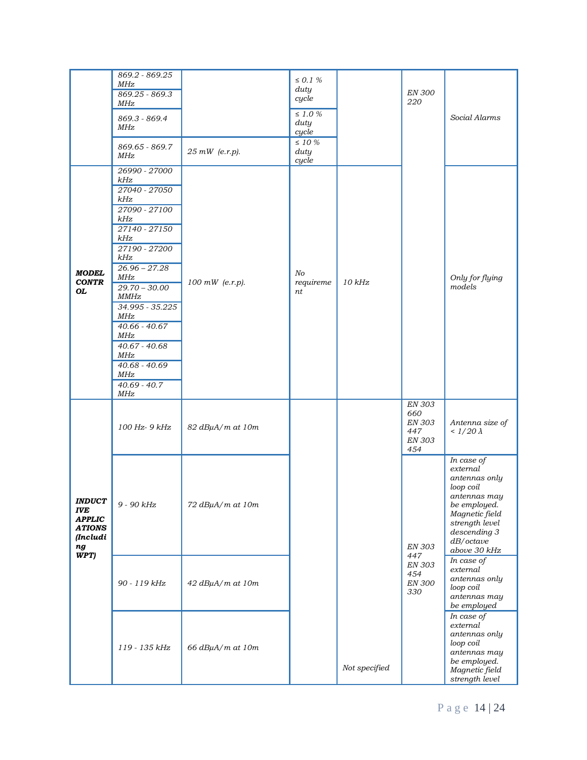|  |  |  |  |  |  |  |
|---|---|---|---|---|---|---|
|  | *869.2 - 869.25 MHz* |  | *≤ 0.1 % duty cycle* |  | *EN 300 220* | *Social Alarms* |
|  | *869.25 - 869.3 MHz* |  |  |  |  |  |
|  | *869.3 - 869.4 MHz* |  | *≤ 1.0 % duty cycle* |  |  |  |
|  | *869.65 - 869.7 MHz* | *25 mW (e.r.p).* | *≤ 10 % duty cycle* |  |  |  |
| ***MODEL CONTROL*** | *26990 - 27000 kHz* | *100 mW (e.r.p).* | *No requirement* | *10 kHz* |  | *Only for flying models* |
|  | *27040 - 27050 kHz* |  |  |  |  |  |
|  | *27090 - 27100 kHz* |  |  |  |  |  |
|  | *27140 - 27150 kHz* |  |  |  |  |  |
|  | *27190 - 27200 kHz* |  |  |  |  |  |
|  | *26.96 – 27.28 MHz* |  |  |  |  |  |
|  | *29.70 – 30.00 MMHz* |  |  |  |  |  |
|  | *34.995 - 35.225 MHz* |  |  |  |  |  |
|  | *40.66 - 40.67 MHz* |  |  |  |  |  |
|  | *40.67 - 40.68 MHz* |  |  |  |  |  |
|  | *40.68 - 40.69 MHz* |  |  |  |  |  |
|  | *40.69 - 40.7 MHz* |  |  |  |  |  |
| ***INDUCTIVE APPLICATIONS (Including WPT)*** | *100 Hz- 9 kHz* | *82 dBμA/m at 10m* |  |  | *EN 303 660 EN 303 447 EN 303 454* | *Antenna size of < 1/20 λ* |
|  | *9 - 90 kHz* | *72 dBμA/m at 10m* |  |  | *EN 303 447 EN 303 454 EN 300 330* | *In case of external antennas only loop coil antennas may be employed. Magnetic field strength level descending 3 dB/octave above 30 kHz* |
|  | *90 - 119 kHz* | *42 dBμA/m at 10m* |  |  |  | *In case of external antennas only loop coil antennas may be employed* |
|  | *119 - 135 kHz* | *66 dBμA/m at 10m* |  | *Not specified* |  | *In case of external antennas only loop coil antennas may be employed. Magnetic field strength level* |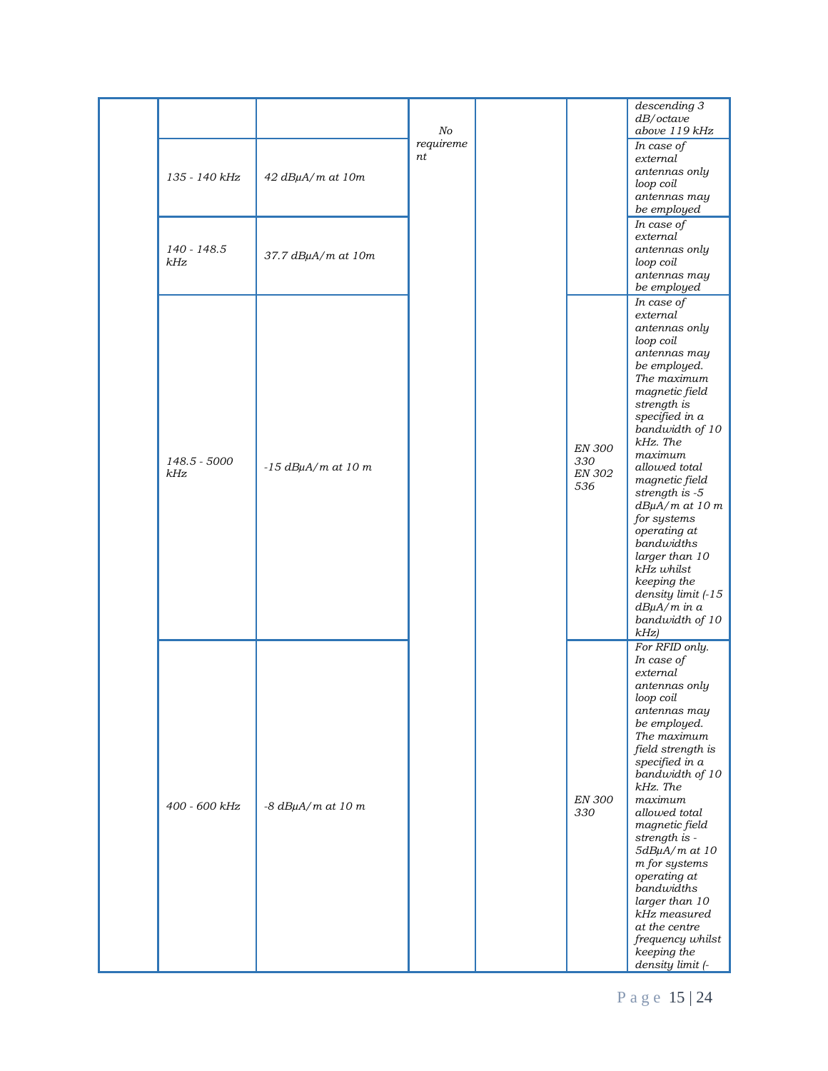| | | | | | | |
|---|---|---|---|---|---|---|
| | | | No requirement | | | descending 3 dB/octave above 119 kHz |
| | 135 - 140 kHz | 42 dBμA/m at 10m | | | | In case of external antennas only loop coil antennas may be employed |
| | 140 - 148.5 kHz | 37.7 dBμA/m at 10m | | | | In case of external antennas only loop coil antennas may be employed |
| | 148.5 - 5000 kHz | -15 dBμA/m at 10 m | | | EN 300 330 EN 302 536 | In case of external antennas only loop coil antennas may be employed. The maximum magnetic field strength is specified in a bandwidth of 10 kHz. The maximum allowed total magnetic field strength is -5 dBμA/m at 10 m for systems operating at bandwidths larger than 10 kHz whilst keeping the density limit (-15 dBμA/m in a bandwidth of 10 kHz) |
| | 400 - 600 kHz | -8 dBμA/m at 10 m | | | EN 300 330 | For RFID only. In case of external antennas only loop coil antennas may be employed. The maximum field strength is specified in a bandwidth of 10 kHz. The maximum allowed total magnetic field strength is -5dBμA/m at 10 m for systems operating at bandwidths larger than 10 kHz measured at the centre frequency whilst keeping the density limit (- |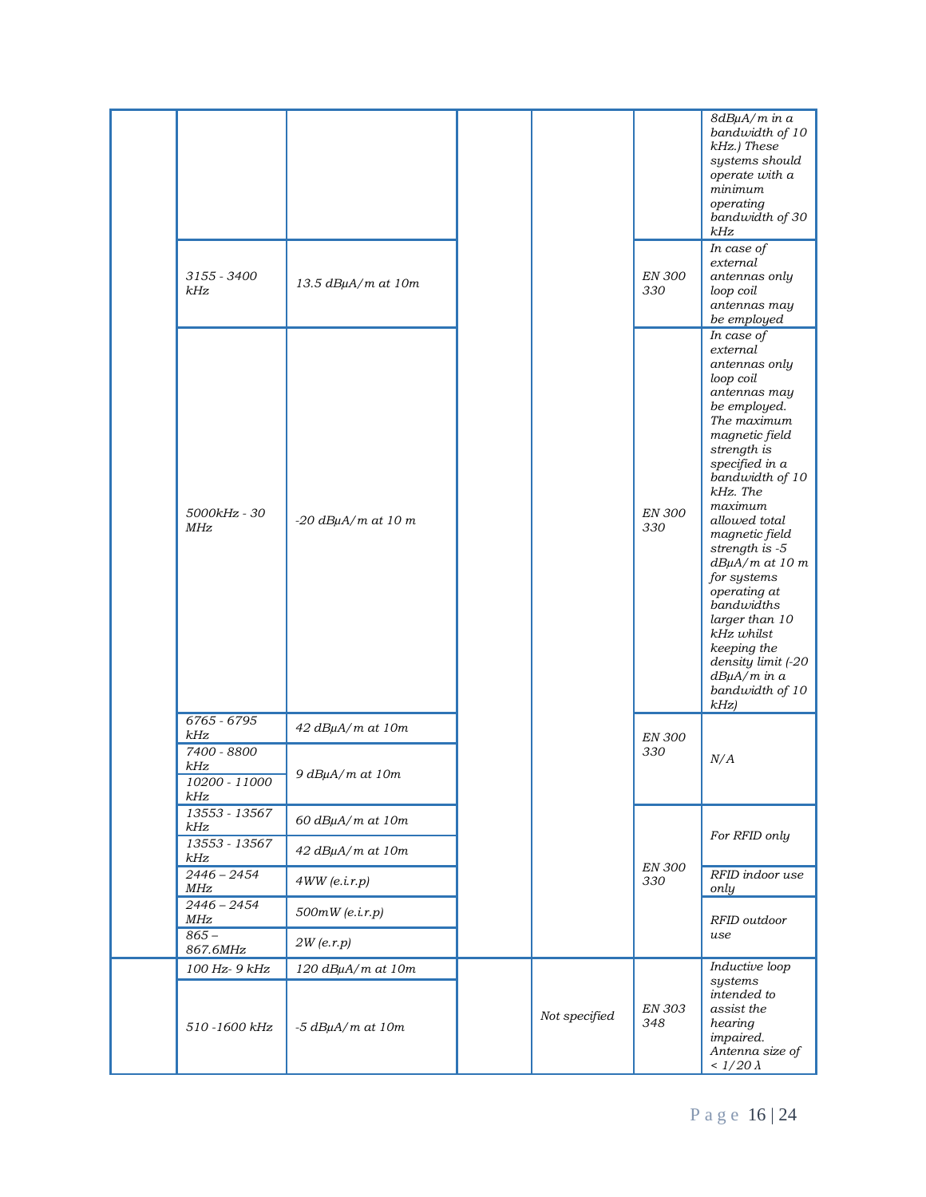| | | | | | | |
|---|---|---|---|---|---|---|
| | | | | | | *8dBµA/m in a bandwidth of 10 kHz.) These systems should operate with a minimum operating bandwidth of 30 kHz* |
| | *3155 - 3400 kHz* | *13.5 dBµA/m at 10m* | | | *EN 300 330* | *In case of external antennas only loop coil antennas may be employed* |
| | *5000kHz - 30 MHz* | *-20 dBµA/m at 10 m* | | | *EN 300 330* | *In case of external antennas only loop coil antennas may be employed. The maximum magnetic field strength is specified in a bandwidth of 10 kHz. The maximum allowed total magnetic field strength is -5 dBµA/m at 10 m for systems operating at bandwidths larger than 10 kHz whilst keeping the density limit (-20 dBµA/m in a bandwidth of 10 kHz)* |
| | *6765 - 6795 kHz* | *42 dBµA/m at 10m* | | | *EN 300 330* | *N/A* |
| | *7400 - 8800 kHz* | *9 dBµA/m at 10m* | | | | |
| | *10200 - 11000 kHz* | | | | | |
| | *13553 - 13567 kHz* | *60 dBµA/m at 10m* | | | *EN 300 330* | *For RFID only* |
| | *13553 - 13567 kHz* | *42 dBµA/m at 10m* | | | | |
| | *2446 – 2454 MHz* | *4WW (e.i.r.p)* | | | | *RFID indoor use only* |
| | *2446 – 2454 MHz* | *500mW (e.i.r.p)* | | | | *RFID outdoor use* |
| | *865 – 867.6MHz* | *2W (e.r.p)* | | | | |
| | *100 Hz- 9 kHz* | *120 dBµA/m at 10m* | | *Not specified* | *EN 303 348* | *Inductive loop systems intended to assist the hearing impaired. Antenna size of < 1/20 λ* |
| | *510 -1600 kHz* | *-5 dBµA/m at 10m* | | | | |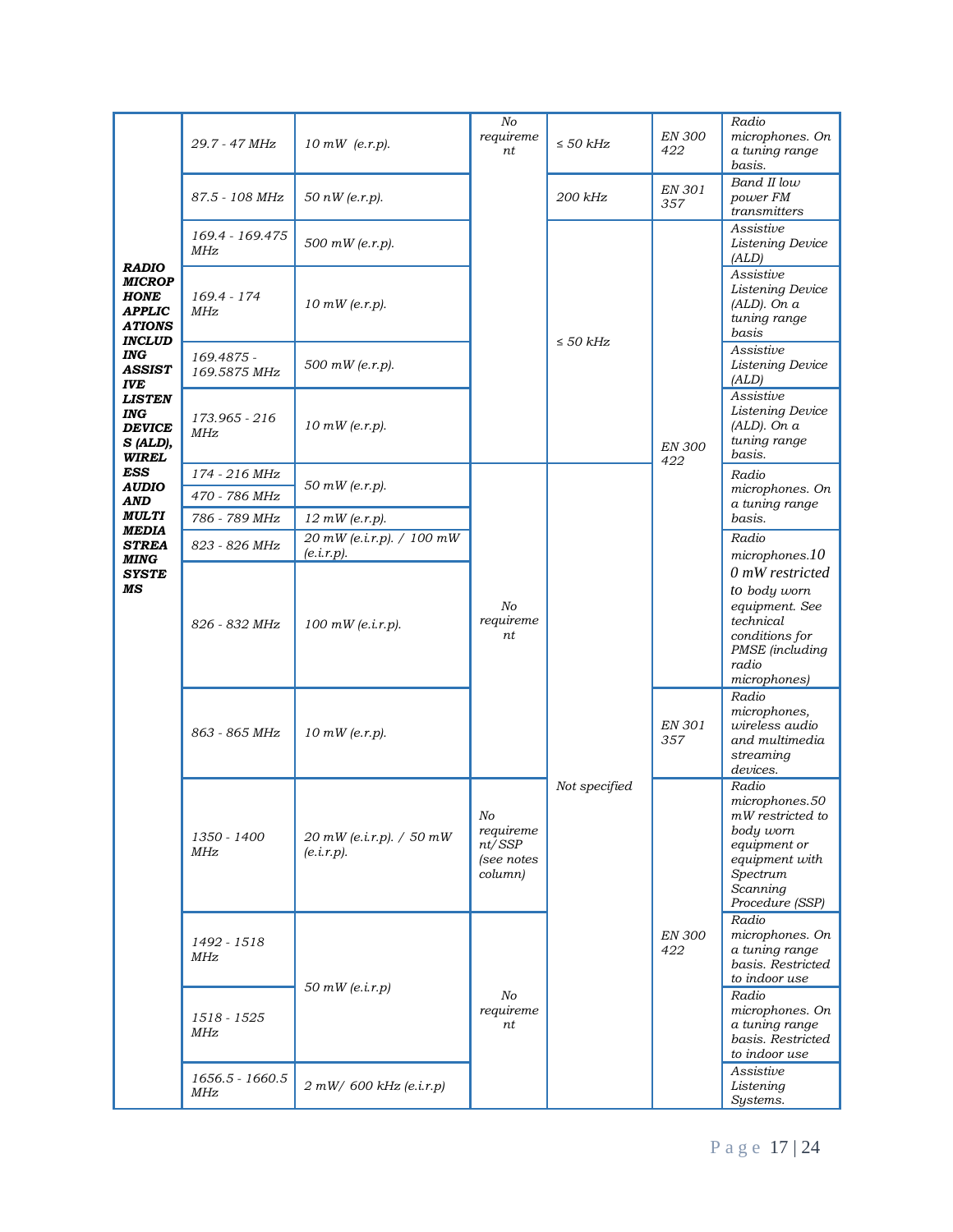| | | | | | | |
|---|---|---|---|---|---|---|
| ***RADIO MICROPHONE APPLICATIONS INCLUDING ASSISTIVE LISTENING DEVICES (ALD), WIRELESS AUDIO AND MULTIMEDIA STREAMING SYSTEMS*** | *29.7 - 47 MHz* | *10 mW (e.r.p).* | *No requirement* | *≤ 50 kHz* | *EN 300 422* | *Radio microphones. On a tuning range basis.* |
| | *87.5 - 108 MHz* | *50 nW (e.r.p).* | | *200 kHz* | *EN 301 357* | *Band II low power FM transmitters* |
| | *169.4 - 169.475 MHz* | *500 mW (e.r.p).* | | *≤ 50 kHz* | *EN 300 422* | *Assistive Listening Device (ALD)* |
| | *169.4 - 174 MHz* | *10 mW (e.r.p).* | | | | *Assistive Listening Device (ALD). On a tuning range basis* |
| | *169.4875 - 169.5875 MHz* | *500 mW (e.r.p).* | | | | *Assistive Listening Device (ALD)* |
| | *173.965 - 216 MHz* | *10 mW (e.r.p).* | | | | *Assistive Listening Device (ALD). On a tuning range basis.* |
| | *174 - 216 MHz* | *50 mW (e.r.p).* | *No requirement* | *Not specified* | | *Radio microphones. On a tuning range basis.* |
| | *470 - 786 MHz* | | | | | |
| | *786 - 789 MHz* | *12 mW (e.r.p).* | | | | |
| | *823 - 826 MHz* | *20 mW (e.i.r.p). / 100 mW (e.i.r.p).* | | | | *Radio microphones.100 mW restricted to body worn equipment. See technical conditions for PMSE (including radio microphones)* |
| | *826 - 832 MHz* | *100 mW (e.i.r.p).* | | | | |
| | *863 - 865 MHz* | *10 mW (e.r.p).* | | | *EN 301 357* | *Radio microphones, wireless audio and multimedia streaming devices.* |
| | *1350 - 1400 MHz* | *20 mW (e.i.r.p). / 50 mW (e.i.r.p).* | *No requirement/SSP (see notes column)* | | *EN 300 422* | *Radio microphones.50 mW restricted to body worn equipment or equipment with Spectrum Scanning Procedure (SSP)* |
| | *1492 - 1518 MHz* | *50 mW (e.i.r.p)* | *No requirement* | | | *Radio microphones. On a tuning range basis. Restricted to indoor use* |
| | *1518 - 1525 MHz* | | | | | *Radio microphones. On a tuning range basis. Restricted to indoor use* |
| | *1656.5 - 1660.5 MHz* | *2 mW/ 600 kHz (e.i.r.p)* | | | | *Assistive Listening Systems.* |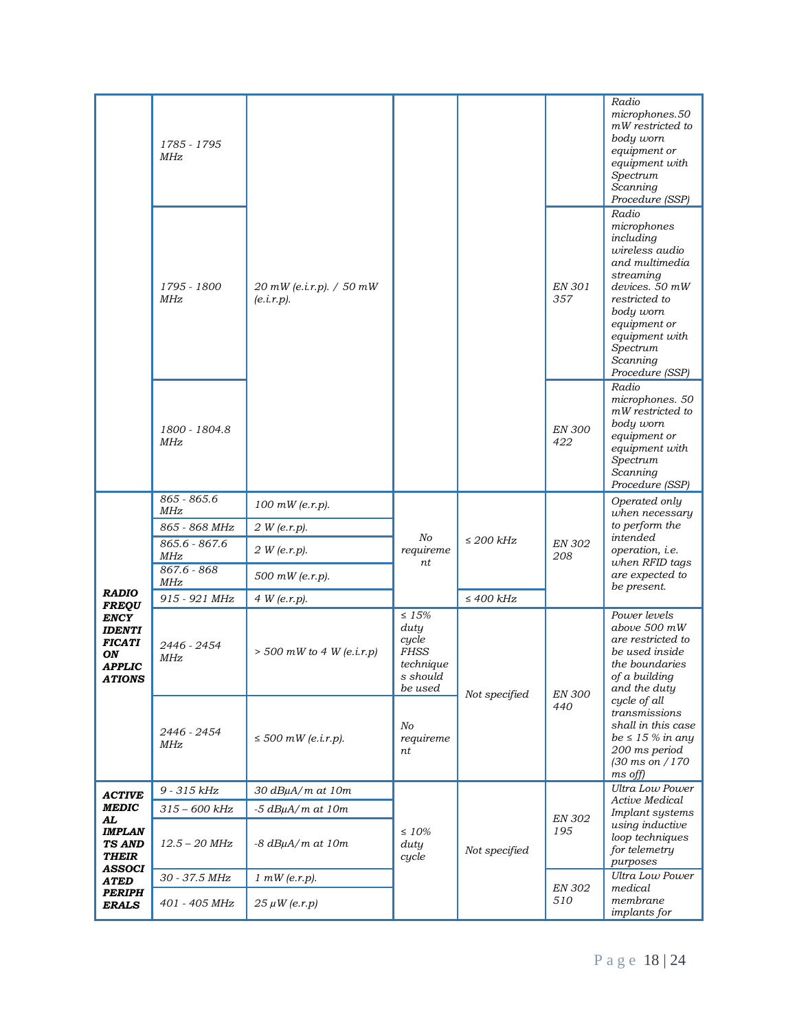| | | | | | | |
|---|---|---|---|---|---|---|
| | *1785 - 1795 MHz* | *20 mW (e.i.r.p). / 50 mW (e.i.r.p).* | | | | *Radio microphones.50 mW restricted to body worn equipment or equipment with Spectrum Scanning Procedure (SSP)* |
| | *1795 - 1800 MHz* | | | | *EN 301 357* | *Radio microphones including wireless audio and multimedia streaming devices. 50 mW restricted to body worn equipment or equipment with Spectrum Scanning Procedure (SSP)* |
| | *1800 - 1804.8 MHz* | | | | *EN 300 422* | *Radio microphones. 50 mW restricted to body worn equipment or equipment with Spectrum Scanning Procedure (SSP)* |
| ***RADIO FREQUENCY IDENTIFICATION APPLICATIONS*** | *865 - 865.6 MHz* | *100 mW (e.r.p).* | *No requirement* | *≤ 200 kHz* | *EN 302 208* | *Operated only when necessary to perform the intended operation, i.e. when RFID tags are expected to be present.* |
| | *865 - 868 MHz* | *2 W (e.r.p).* | | | | |
| | *865.6 - 867.6 MHz* | *2 W (e.r.p).* | | | | |
| | *867.6 - 868 MHz* | *500 mW (e.r.p).* | | | | |
| | *915 - 921 MHz* | *4 W (e.r.p).* | | *≤ 400 kHz* | | |
| | *2446 - 2454 MHz* | *> 500 mW to 4 W (e.i.r.p)* | *≤ 15% duty cycle FHSS techniques should be used* | *Not specified* | *EN 300 440* | *Power levels above 500 mW are restricted to be used inside the boundaries of a building and the duty cycle of all transmissions shall in this case be ≤ 15 % in any 200 ms period (30 ms on / 170 ms off)* |
| | *2446 - 2454 MHz* | *≤ 500 mW (e.i.r.p).* | *No requirement* | | | |
| ***ACTIVE MEDICAL IMPLANTS AND THEIR ASSOCIATED PERIPHERALS*** | *9 - 315 kHz* | *30 dBµA/m at 10m* | *≤ 10% duty cycle* | *Not specified* | *EN 302 195* | *Ultra Low Power Active Medical Implant systems using inductive loop techniques for telemetry purposes* |
| | *315 – 600 kHz* | *-5 dBµA/m at 10m* | | | | |
| | *12.5 – 20 MHz* | *-8 dBµA/m at 10m* | | | | |
| | *30 - 37.5 MHz* | *1 mW (e.r.p).* | | | *EN 302 510* | *Ultra Low Power medical membrane implants for* |
| | *401 - 405 MHz* | *25 µW (e.r.p)* | | | | |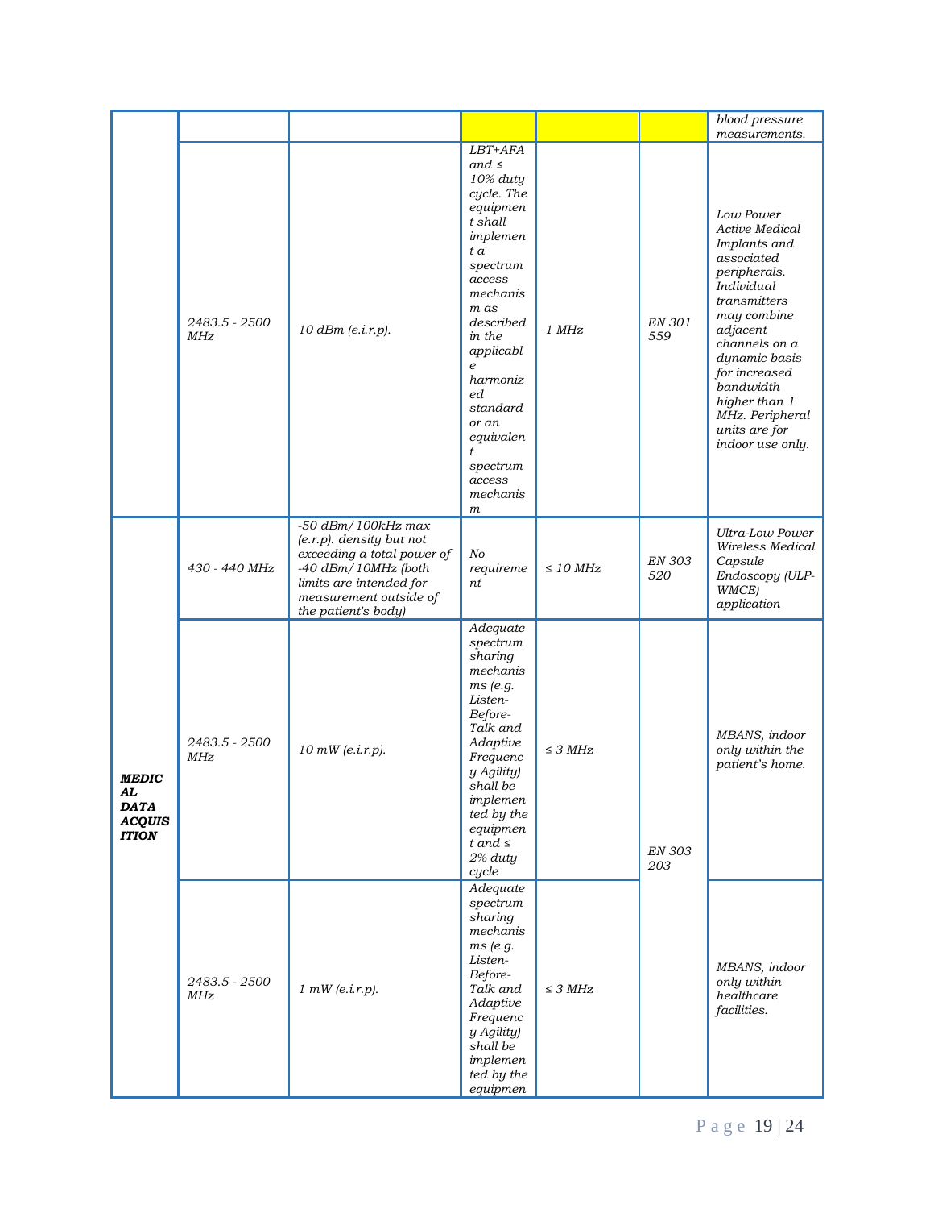| | | | | | | |
|---|---|---|---|---|---|---|
| | | | | | | *blood pressure measurements.* |
| | *2483.5 - 2500 MHz* | *10 dBm (e.i.r.p).* | *LBT+AFA and ≤ 10% duty cycle. The equipment shall implement a spectrum access mechanism as described in the applicable harmonized standard or an equivalent spectrum access mechanism* | *1 MHz* | *EN 301 559* | *Low Power Active Medical Implants and associated peripherals. Individual transmitters may combine adjacent channels on a dynamic basis for increased bandwidth higher than 1 MHz. Peripheral units are for indoor use only.* |
| ***MEDICAL DATA ACQUISITION*** | *430 - 440 MHz* | *-50 dBm/100kHz max (e.r.p). density but not exceeding a total power of -40 dBm/10MHz (both limits are intended for measurement outside of the patient's body)* | *No requirement* | *≤ 10 MHz* | *EN 303 520* | *Ultra-Low Power Wireless Medical Capsule Endoscopy (ULP-WMCE) application* |
| | *2483.5 - 2500 MHz* | *10 mW (e.i.r.p).* | *Adequate spectrum sharing mechanisms (e.g. Listen-Before-Talk and Adaptive Frequency Agility) shall be implemented by the equipment and ≤ 2% duty cycle* | *≤ 3 MHz* | *EN 303 203* | *MBANS, indoor only within the patient's home.* |
| | *2483.5 - 2500 MHz* | *1 mW (e.i.r.p).* | *Adequate spectrum sharing mechanisms (e.g. Listen-Before-Talk and Adaptive Frequency Agility) shall be implemented by the equipmen* | *≤ 3 MHz* | | *MBANS, indoor only within healthcare facilities.* |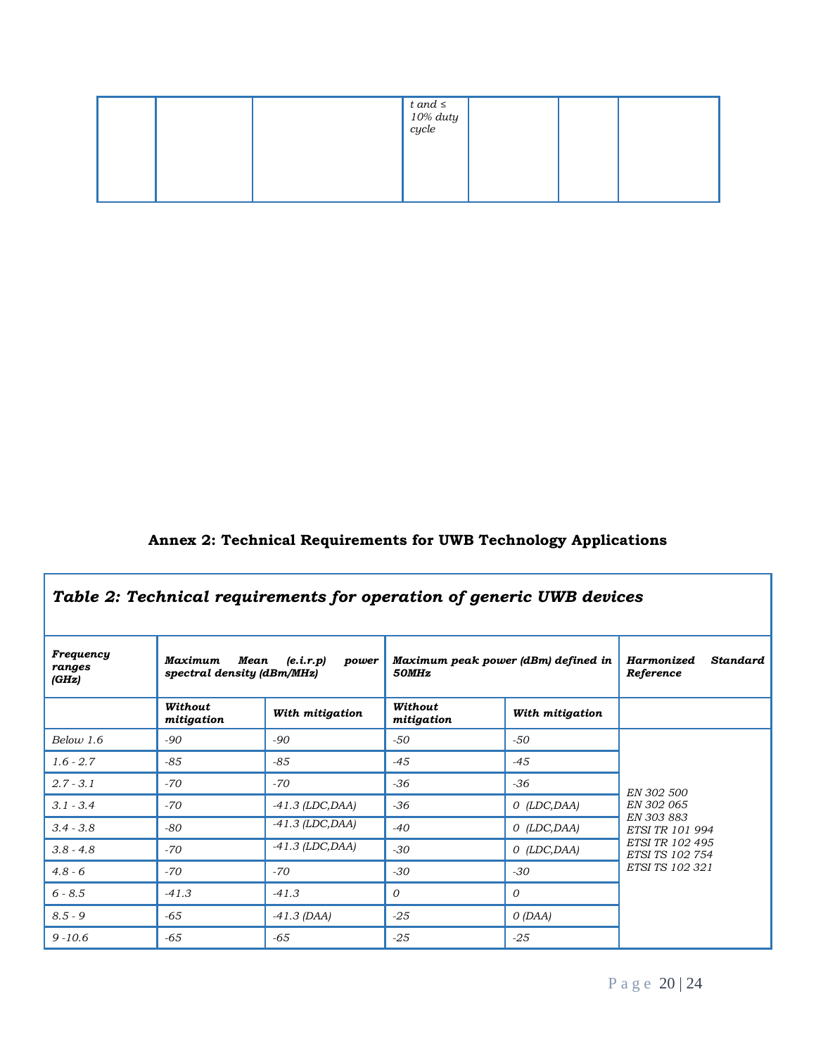| | | | *t and ≤ 10% duty cycle* | | | |
|---|---|---|---|---|---|---|

## Annex 2: Technical Requirements for UWB Technology Applications

***Table 2: Technical requirements for operation of generic UWB devices***

| ***Frequency ranges (GHz)*** | ***Maximum Mean (e.i.r.p) power spectral density (dBm/MHz)*** | | ***Maximum peak power (dBm) defined in 50MHz*** | | ***Harmonized Standard Reference*** |
|---|---|---|---|---|---|
| | ***Without mitigation*** | ***With mitigation*** | ***Without mitigation*** | ***With mitigation*** | |
| *Below 1.6* | *-90* | *-90* | *-50* | *-50* | *EN 302 500<br>EN 302 065<br>EN 303 883<br>ETSI TR 101 994<br>ETSI TR 102 495<br>ETSI TS 102 754<br>ETSI TS 102 321* |
| *1.6 - 2.7* | *-85* | *-85* | *-45* | *-45* | |
| *2.7 - 3.1* | *-70* | *-70* | *-36* | *-36* | |
| *3.1 - 3.4* | *-70* | *-41.3 (LDC,DAA)* | *-36* | *0 (LDC,DAA)* | |
| *3.4 - 3.8* | *-80* | *-41.3 (LDC,DAA)* | *-40* | *0 (LDC,DAA)* | |
| *3.8 - 4.8* | *-70* | *-41.3 (LDC,DAA)* | *-30* | *0 (LDC,DAA)* | |
| *4.8 - 6* | *-70* | *-70* | *-30* | *-30* | |
| *6 - 8.5* | *-41.3* | *-41.3* | *0* | *0* | |
| *8.5 - 9* | *-65* | *-41.3 (DAA)* | *-25* | *0 (DAA)* | |
| *9 -10.6* | *-65* | *-65* | *-25* | *-25* | |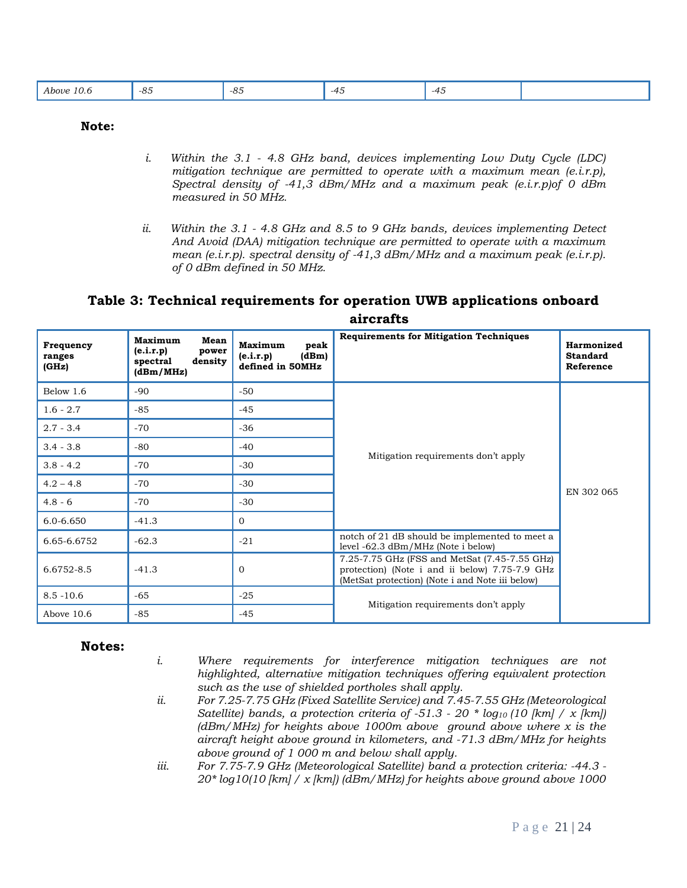| Above 10.6 | -85 | -85 | -45 | -45 | |
|---|---|---|---|---|---|

**Note:**

i. *Within the 3.1 - 4.8 GHz band, devices implementing Low Duty Cycle (LDC) mitigation technique are permitted to operate with a maximum mean (e.i.r.p), Spectral density of -41,3 dBm/MHz and a maximum peak (e.i.r.p)of 0 dBm measured in 50 MHz.*

ii. *Within the 3.1 - 4.8 GHz and 8.5 to 9 GHz bands, devices implementing Detect And Avoid (DAA) mitigation technique are permitted to operate with a maximum mean (e.i.r.p). spectral density of -41,3 dBm/MHz and a maximum peak (e.i.r.p). of 0 dBm defined in 50 MHz.*

## Table 3: Technical requirements for operation UWB applications onboard aircrafts

| Frequency ranges (GHz) | Maximum Mean (e.i.r.p) power spectral density (dBm/MHz) | Maximum peak (e.i.r.p) (dBm) defined in 50MHz | Requirements for Mitigation Techniques | Harmonized Standard Reference |
|---|---|---|---|---|
| Below 1.6 | -90 | -50 | Mitigation requirements don't apply | EN 302 065 |
| 1.6 - 2.7 | -85 | -45 | | |
| 2.7 - 3.4 | -70 | -36 | | |
| 3.4 - 3.8 | -80 | -40 | | |
| 3.8 - 4.2 | -70 | -30 | | |
| 4.2 – 4.8 | -70 | -30 | | |
| 4.8 - 6 | -70 | -30 | | |
| 6.0-6.650 | -41.3 | 0 | | |
| 6.65-6.6752 | -62.3 | -21 | notch of 21 dB should be implemented to meet a level -62.3 dBm/MHz (Note i below) | |
| 6.6752-8.5 | -41.3 | 0 | 7.25-7.75 GHz (FSS and MetSat (7.45-7.55 GHz) protection) (Note i and ii below) 7.75-7.9 GHz (MetSat protection) (Note i and Note iii below) | |
| 8.5 -10.6 | -65 | -25 | Mitigation requirements don't apply | |
| Above 10.6 | -85 | -45 | | |

**Notes:**

i. *Where requirements for interference mitigation techniques are not highlighted, alternative mitigation techniques offering equivalent protection such as the use of shielded portholes shall apply.*

ii. *For 7.25-7.75 GHz (Fixed Satellite Service) and 7.45-7.55 GHz (Meteorological Satellite) bands, a protection criteria of -51.3 - 20 * $\log_{10}$ (10 [km] / x [km]) (dBm/MHz) for heights above 1000m above ground above where x is the aircraft height above ground in kilometers, and -71.3 dBm/MHz for heights above ground of 1 000 m and below shall apply.*

iii. *For 7.75-7.9 GHz (Meteorological Satellite) band a protection criteria: -44.3 - 20* log10(10 [km] / x [km]) (dBm/MHz) for heights above ground above 1000*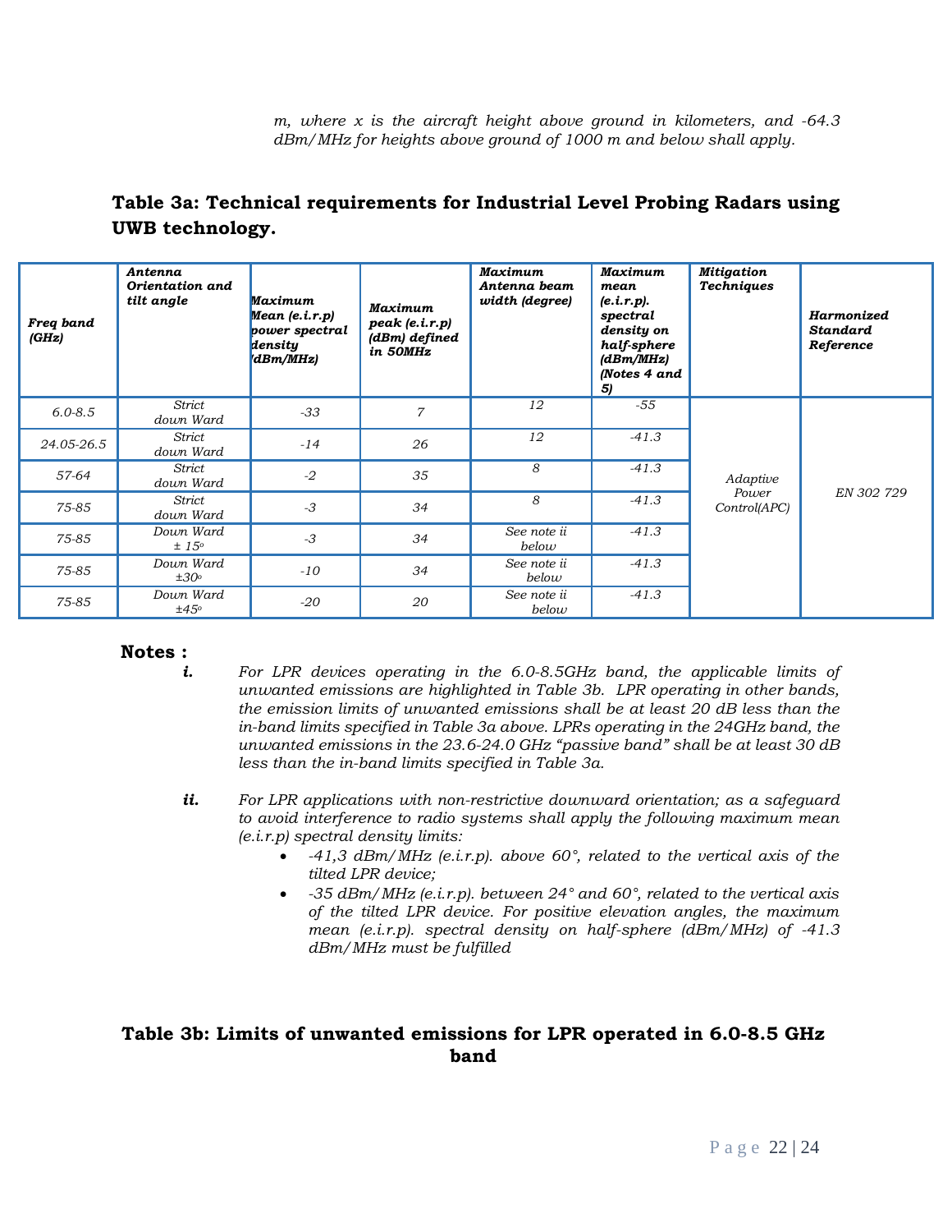*m, where x is the aircraft height above ground in kilometers, and -64.3 dBm/MHz for heights above ground of 1000 m and below shall apply.*

## Table 3a: Technical requirements for Industrial Level Probing Radars using UWB technology.

| ***Freq band (GHz)*** | ***Antenna Orientation and tilt angle*** | ***Maximum Mean (e.i.r.p) power spectral density (dBm/MHz)*** | ***Maximum peak (e.i.r.p) (dBm) defined in 50MHz*** | ***Maximum Antenna beam width (degree)*** | ***Maximum mean (e.i.r.p). spectral density on half-sphere (dBm/MHz) (Notes 4 and 5)*** | ***Mitigation Techniques*** | ***Harmonized Standard Reference*** |
|---|---|---|---|---|---|---|---|
| *6.0-8.5* | *Strict down Ward* | *-33* | *7* | *12* | *-55* | *Adaptive Power Control(APC)* | *EN 302 729* |
| *24.05-26.5* | *Strict down Ward* | *-14* | *26* | *12* | *-41.3* | | |
| *57-64* | *Strict down Ward* | *-2* | *35* | *8* | *-41.3* | | |
| *75-85* | *Strict down Ward* | *-3* | *34* | *8* | *-41.3* | | |
| *75-85* | *Down Ward ± 15°* | *-3* | *34* | *See note ii below* | *-41.3* | | |
| *75-85* | *Down Ward ±30°* | *-10* | *34* | *See note ii below* | *-41.3* | | |
| *75-85* | *Down Ward ±45°* | *-20* | *20* | *See note ii below* | *-41.3* | | |

**Notes :**

***i.*** *For LPR devices operating in the 6.0-8.5GHz band, the applicable limits of unwanted emissions are highlighted in Table 3b. LPR operating in other bands, the emission limits of unwanted emissions shall be at least 20 dB less than the in-band limits specified in Table 3a above. LPRs operating in the 24GHz band, the unwanted emissions in the 23.6-24.0 GHz "passive band" shall be at least 30 dB less than the in-band limits specified in Table 3a.*

***ii.*** *For LPR applications with non-restrictive downward orientation; as a safeguard to avoid interference to radio systems shall apply the following maximum mean (e.i.r.p) spectral density limits:*

- *-41,3 dBm/MHz (e.i.r.p). above 60°, related to the vertical axis of the tilted LPR device;*
- *-35 dBm/MHz (e.i.r.p). between 24° and 60°, related to the vertical axis of the tilted LPR device. For positive elevation angles, the maximum mean (e.i.r.p). spectral density on half-sphere (dBm/MHz) of -41.3 dBm/MHz must be fulfilled*

## Table 3b: Limits of unwanted emissions for LPR operated in 6.0-8.5 GHz band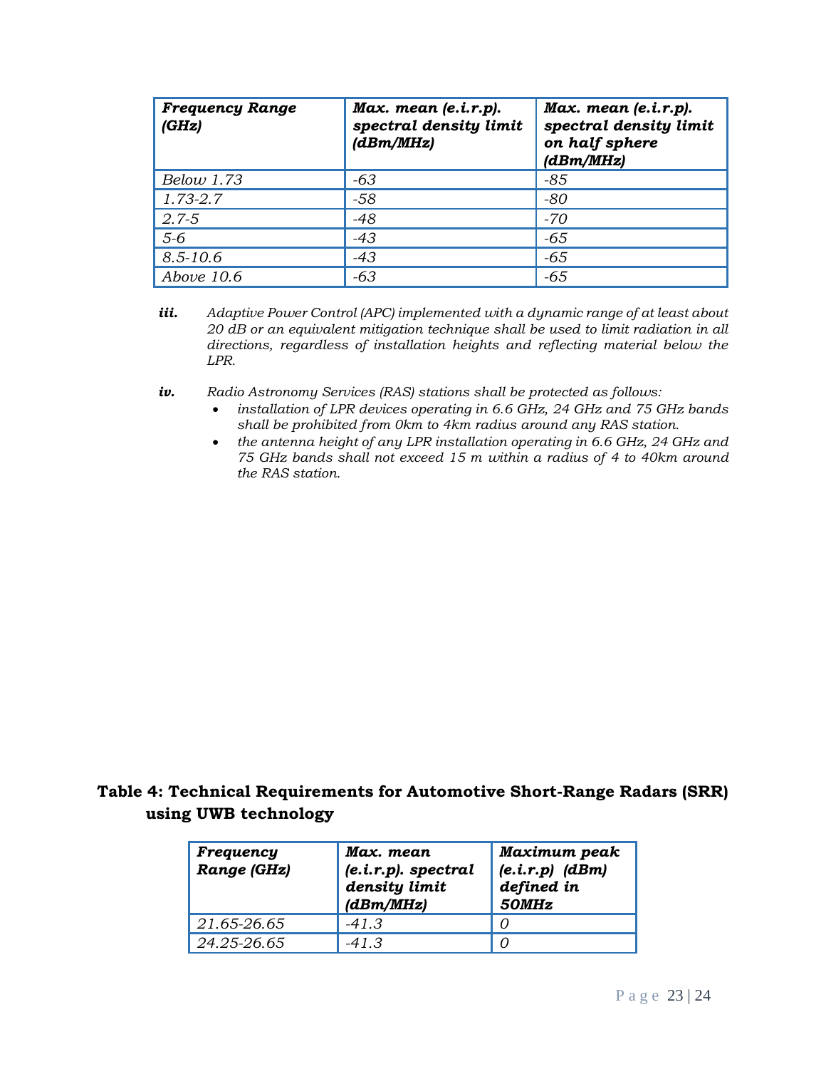| *Frequency Range (GHz)* | *Max. mean (e.i.r.p). spectral density limit (dBm/MHz)* | *Max. mean (e.i.r.p). spectral density limit on half sphere (dBm/MHz)* |
|---|---|---|
| *Below 1.73* | *-63* | *-85* |
| *1.73-2.7* | *-58* | *-80* |
| *2.7-5* | *-48* | *-70* |
| *5-6* | *-43* | *-65* |
| *8.5-10.6* | *-43* | *-65* |
| *Above 10.6* | *-63* | *-65* |

***iii.*** *Adaptive Power Control (APC) implemented with a dynamic range of at least about 20 dB or an equivalent mitigation technique shall be used to limit radiation in all directions, regardless of installation heights and reflecting material below the LPR.*

***iv.*** *Radio Astronomy Services (RAS) stations shall be protected as follows:*

- *installation of LPR devices operating in 6.6 GHz, 24 GHz and 75 GHz bands shall be prohibited from 0km to 4km radius around any RAS station.*
- *the antenna height of any LPR installation operating in 6.6 GHz, 24 GHz and 75 GHz bands shall not exceed 15 m within a radius of 4 to 40km around the RAS station.*

**Table 4: Technical Requirements for Automotive Short-Range Radars (SRR) using UWB technology**

| *Frequency Range (GHz)* | *Max. mean (e.i.r.p). spectral density limit (dBm/MHz)* | *Maximum peak (e.i.r.p) (dBm) defined in 50MHz* |
|---|---|---|
| *21.65-26.65* | *-41.3* | *0* |
| *24.25-26.65* | *-41.3* | *0* |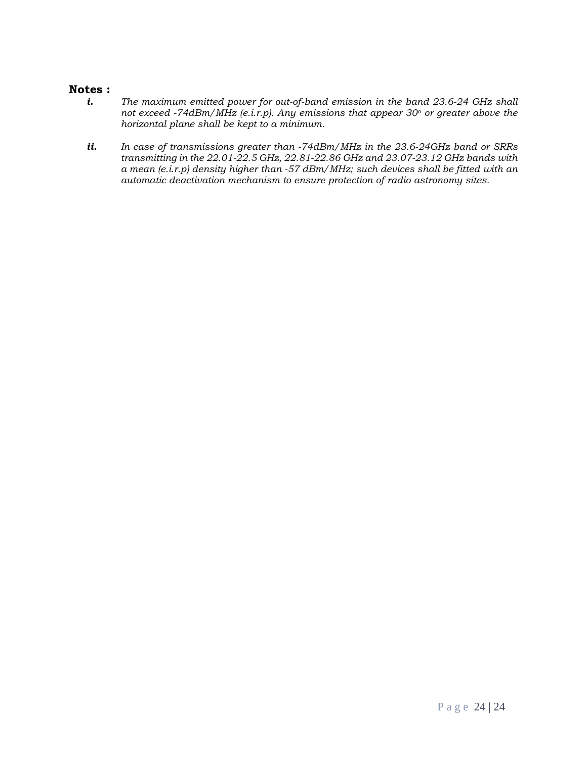**Notes :**

*i.* *The maximum emitted power for out-of-band emission in the band 23.6-24 GHz shall not exceed -74dBm/MHz (e.i.r.p). Any emissions that appear 30$^o$ or greater above the horizontal plane shall be kept to a minimum.*

*ii.* *In case of transmissions greater than -74dBm/MHz in the 23.6-24GHz band or SRRs transmitting in the 22.01-22.5 GHz, 22.81-22.86 GHz and 23.07-23.12 GHz bands with a mean (e.i.r.p) density higher than -57 dBm/MHz; such devices shall be fitted with an automatic deactivation mechanism to ensure protection of radio astronomy sites.*